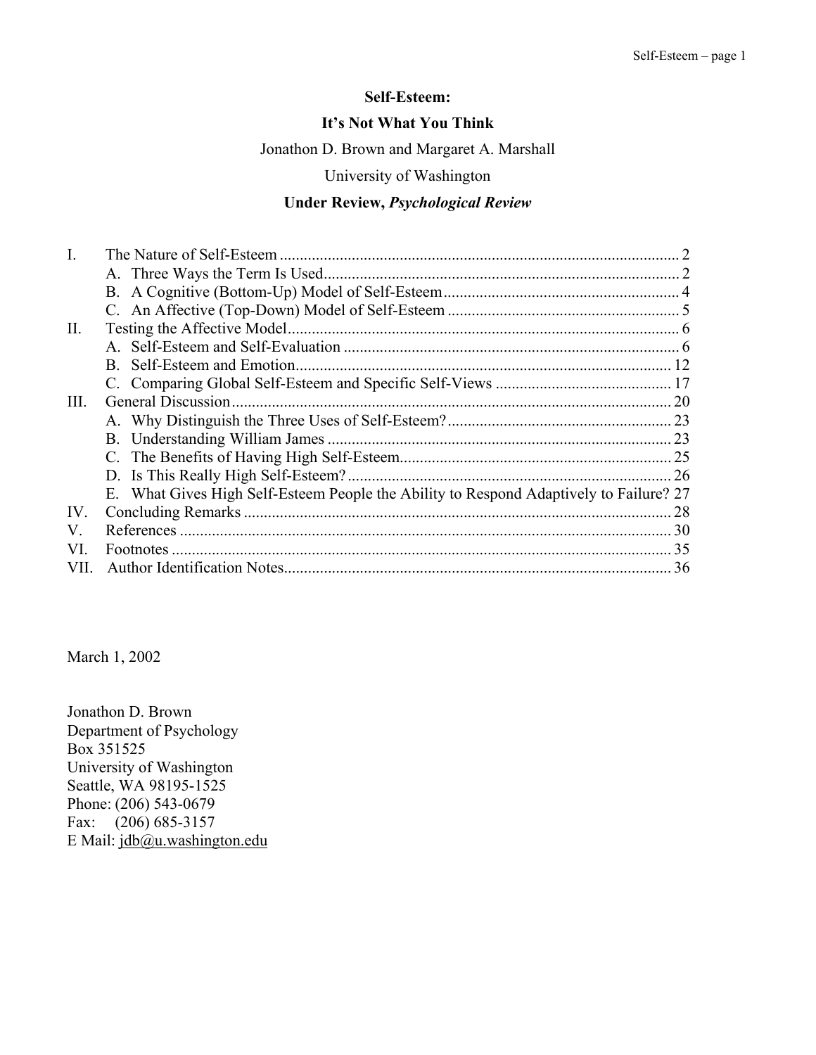# Self-Esteem:

## It's Not What You Think

Jonathon D. Brown and Margaret A. Marshall

University of Washington

**Under Review, *Psychological Review***

I. The Nature of Self-Esteem .................................................................................................... 2
   A. Three Ways the Term Is Used......................................................................................... 2
   B. A Cognitive (Bottom-Up) Model of Self-Esteem............................................................ 4
   C. An Affective (Top-Down) Model of Self-Esteem ........................................................... 5
II. Testing the Affective Model................................................................................................. 6
   A. Self-Esteem and Self-Evaluation .................................................................................... 6
   B. Self-Esteem and Emotion.............................................................................................. 12
   C. Comparing Global Self-Esteem and Specific Self-Views ............................................ 17
III. General Discussion............................................................................................................. 20
   A. Why Distinguish the Three Uses of Self-Esteem?........................................................ 23
   B. Understanding William James ...................................................................................... 23
   C. The Benefits of Having High Self-Esteem.................................................................... 25
   D. Is This Really High Self-Esteem?................................................................................. 26
   E. What Gives High Self-Esteem People the Ability to Respond Adaptively to Failure? 27
IV. Concluding Remarks ........................................................................................................... 28
V. References .......................................................................................................................... 30
VI. Footnotes ............................................................................................................................ 35
VII. Author Identification Notes................................................................................................. 36

March 1, 2002

Jonathon D. Brown
Department of Psychology
Box 351525
University of Washington
Seattle, WA 98195-1525
Phone: (206) 543-0679
Fax: (206) 685-3157
E Mail: jdb@u.washington.edu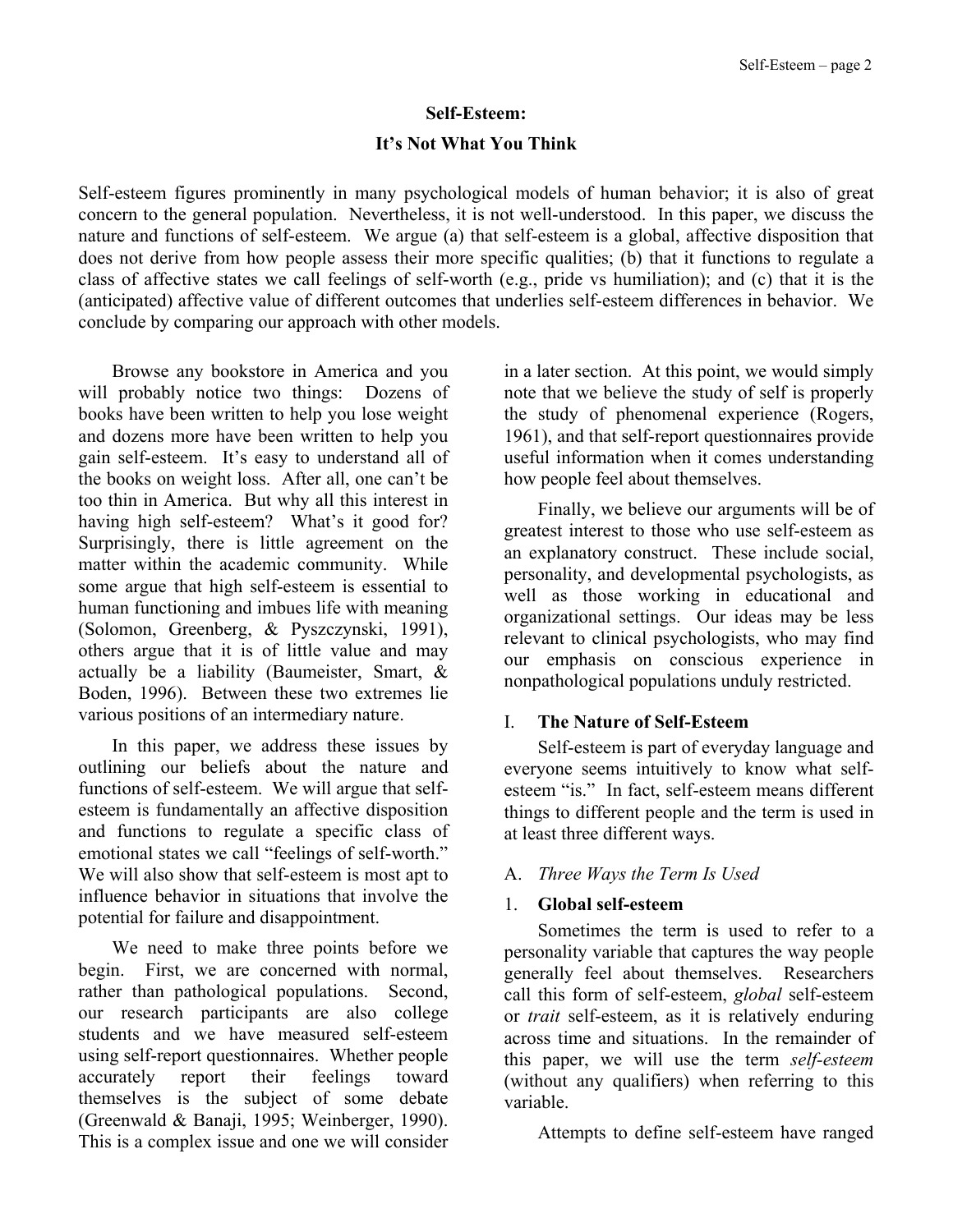# Self-Esteem:
## It's Not What You Think

Self-esteem figures prominently in many psychological models of human behavior; it is also of great concern to the general population. Nevertheless, it is not well-understood. In this paper, we discuss the nature and functions of self-esteem. We argue (a) that self-esteem is a global, affective disposition that does not derive from how people assess their more specific qualities; (b) that it functions to regulate a class of affective states we call feelings of self-worth (e.g., pride vs humiliation); and (c) that it is the (anticipated) affective value of different outcomes that underlies self-esteem differences in behavior. We conclude by comparing our approach with other models.

Browse any bookstore in America and you will probably notice two things: Dozens of books have been written to help you lose weight and dozens more have been written to help you gain self-esteem. It's easy to understand all of the books on weight loss. After all, one can't be too thin in America. But why all this interest in having high self-esteem? What's it good for? Surprisingly, there is little agreement on the matter within the academic community. While some argue that high self-esteem is essential to human functioning and imbues life with meaning (Solomon, Greenberg, & Pyszczynski, 1991), others argue that it is of little value and may actually be a liability (Baumeister, Smart, & Boden, 1996). Between these two extremes lie various positions of an intermediary nature.

In this paper, we address these issues by outlining our beliefs about the nature and functions of self-esteem. We will argue that self-esteem is fundamentally an affective disposition and functions to regulate a specific class of emotional states we call "feelings of self-worth." We will also show that self-esteem is most apt to influence behavior in situations that involve the potential for failure and disappointment.

We need to make three points before we begin. First, we are concerned with normal, rather than pathological populations. Second, our research participants are also college students and we have measured self-esteem using self-report questionnaires. Whether people accurately report their feelings toward themselves is the subject of some debate (Greenwald & Banaji, 1995; Weinberger, 1990). This is a complex issue and one we will consider in a later section. At this point, we would simply note that we believe the study of self is properly the study of phenomenal experience (Rogers, 1961), and that self-report questionnaires provide useful information when it comes understanding how people feel about themselves.

Finally, we believe our arguments will be of greatest interest to those who use self-esteem as an explanatory construct. These include social, personality, and developmental psychologists, as well as those working in educational and organizational settings. Our ideas may be less relevant to clinical psychologists, who may find our emphasis on conscious experience in nonpathological populations unduly restricted.

## I. The Nature of Self-Esteem

Self-esteem is part of everyday language and everyone seems intuitively to know what self-esteem "is." In fact, self-esteem means different things to different people and the term is used in at least three different ways.

### A. *Three Ways the Term Is Used*

#### 1. Global self-esteem

Sometimes the term is used to refer to a personality variable that captures the way people generally feel about themselves. Researchers call this form of self-esteem, *global* self-esteem or *trait* self-esteem, as it is relatively enduring across time and situations. In the remainder of this paper, we will use the term *self-esteem* (without any qualifiers) when referring to this variable.

Attempts to define self-esteem have ranged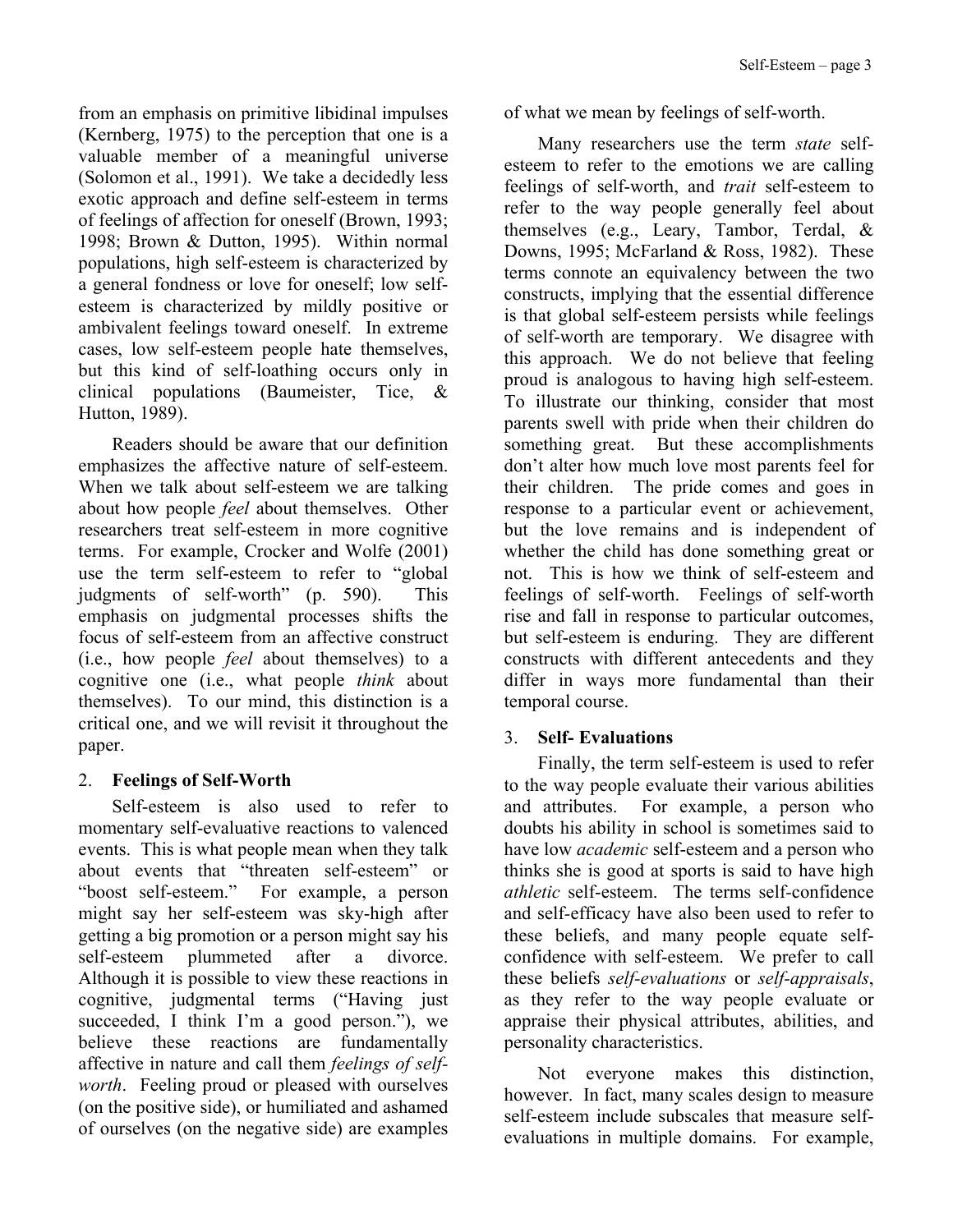from an emphasis on primitive libidinal impulses (Kernberg, 1975) to the perception that one is a valuable member of a meaningful universe (Solomon et al., 1991). We take a decidedly less exotic approach and define self-esteem in terms of feelings of affection for oneself (Brown, 1993; 1998; Brown & Dutton, 1995). Within normal populations, high self-esteem is characterized by a general fondness or love for oneself; low self-esteem is characterized by mildly positive or ambivalent feelings toward oneself. In extreme cases, low self-esteem people hate themselves, but this kind of self-loathing occurs only in clinical populations (Baumeister, Tice, & Hutton, 1989).

Readers should be aware that our definition emphasizes the affective nature of self-esteem. When we talk about self-esteem we are talking about how people *feel* about themselves. Other researchers treat self-esteem in more cognitive terms. For example, Crocker and Wolfe (2001) use the term self-esteem to refer to "global judgments of self-worth" (p. 590). This emphasis on judgmental processes shifts the focus of self-esteem from an affective construct (i.e., how people *feel* about themselves) to a cognitive one (i.e., what people *think* about themselves). To our mind, this distinction is a critical one, and we will revisit it throughout the paper.

## 2. Feelings of Self-Worth

Self-esteem is also used to refer to momentary self-evaluative reactions to valenced events. This is what people mean when they talk about events that "threaten self-esteem" or "boost self-esteem." For example, a person might say her self-esteem was sky-high after getting a big promotion or a person might say his self-esteem plummeted after a divorce. Although it is possible to view these reactions in cognitive, judgmental terms ("Having just succeeded, I think I'm a good person."), we believe these reactions are fundamentally affective in nature and call them *feelings of self-worth*. Feeling proud or pleased with ourselves (on the positive side), or humiliated and ashamed of ourselves (on the negative side) are examples of what we mean by feelings of self-worth.

Many researchers use the term *state* self-esteem to refer to the emotions we are calling feelings of self-worth, and *trait* self-esteem to refer to the way people generally feel about themselves (e.g., Leary, Tambor, Terdal, & Downs, 1995; McFarland & Ross, 1982). These terms connote an equivalency between the two constructs, implying that the essential difference is that global self-esteem persists while feelings of self-worth are temporary. We disagree with this approach. We do not believe that feeling proud is analogous to having high self-esteem. To illustrate our thinking, consider that most parents swell with pride when their children do something great. But these accomplishments don't alter how much love most parents feel for their children. The pride comes and goes in response to a particular event or achievement, but the love remains and is independent of whether the child has done something great or not. This is how we think of self-esteem and feelings of self-worth. Feelings of self-worth rise and fall in response to particular outcomes, but self-esteem is enduring. They are different constructs with different antecedents and they differ in ways more fundamental than their temporal course.

## 3. Self- Evaluations

Finally, the term self-esteem is used to refer to the way people evaluate their various abilities and attributes. For example, a person who doubts his ability in school is sometimes said to have low *academic* self-esteem and a person who thinks she is good at sports is said to have high *athletic* self-esteem. The terms self-confidence and self-efficacy have also been used to refer to these beliefs, and many people equate self-confidence with self-esteem. We prefer to call these beliefs *self-evaluations* or *self-appraisals*, as they refer to the way people evaluate or appraise their physical attributes, abilities, and personality characteristics.

Not everyone makes this distinction, however. In fact, many scales design to measure self-esteem include subscales that measure self-evaluations in multiple domains. For example,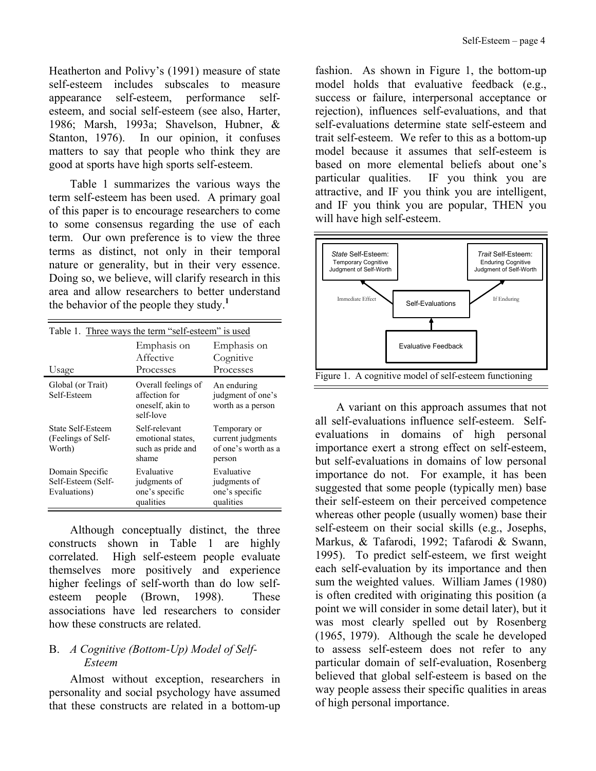Heatherton and Polivy's (1991) measure of state self-esteem includes subscales to measure appearance self-esteem, performance self-esteem, and social self-esteem (see also, Harter, 1986; Marsh, 1993a; Shavelson, Hubner, & Stanton, 1976). In our opinion, it confuses matters to say that people who think they are good at sports have high sports self-esteem.

Table 1 summarizes the various ways the term self-esteem has been used. A primary goal of this paper is to encourage researchers to come to some consensus regarding the use of each term. Our own preference is to view the three terms as distinct, not only in their temporal nature or generality, but in their very essence. Doing so, we believe, will clarify research in this area and allow researchers to better understand the behavior of the people they study.[1]

Table 1. Three ways the term "self-esteem" is used

| Usage | Emphasis on Affective Processes | Emphasis on Cognitive Processes |
|---|---|---|
| Global (or Trait) Self-Esteem | Overall feelings of affection for oneself, akin to self-love | An enduring judgment of one's worth as a person |
| State Self-Esteem (Feelings of Self-Worth) | Self-relevant emotional states, such as pride and shame | Temporary or current judgments of one's worth as a person |
| Domain Specific Self-Esteem (Self-Evaluations) | Evaluative judgments of one's specific qualities | Evaluative judgments of one's specific qualities |

Although conceptually distinct, the three constructs shown in Table 1 are highly correlated. High self-esteem people evaluate themselves more positively and experience higher feelings of self-worth than do low self-esteem people (Brown, 1998). These associations have led researchers to consider how these constructs are related.

## B. *A Cognitive (Bottom-Up) Model of Self-Esteem*

Almost without exception, researchers in personality and social psychology have assumed that these constructs are related in a bottom-up fashion. As shown in Figure 1, the bottom-up model holds that evaluative feedback (e.g., success or failure, interpersonal acceptance or rejection), influences self-evaluations, and that self-evaluations determine state self-esteem and trait self-esteem. We refer to this as a bottom-up model because it assumes that self-esteem is based on more elemental beliefs about one's particular qualities. IF you think you are attractive, and IF you think you are intelligent, and IF you think you are popular, THEN you will have high self-esteem.

*State* Self-Esteem: Temporary Cognitive Judgment of Self-Worth — Immediate Effect — Self-Evaluations — If Enduring — *Trait* Self-Esteem: Enduring Cognitive Judgment of Self-Worth; Evaluative Feedback → Self-Evaluations

Figure 1. A cognitive model of self-esteem functioning

A variant on this approach assumes that not all self-evaluations influence self-esteem. Self-evaluations in domains of high personal importance exert a strong effect on self-esteem, but self-evaluations in domains of low personal importance do not. For example, it has been suggested that some people (typically men) base their self-esteem on their perceived competence whereas other people (usually women) base their self-esteem on their social skills (e.g., Josephs, Markus, & Tafarodi, 1992; Tafarodi & Swann, 1995). To predict self-esteem, we first weight each self-evaluation by its importance and then sum the weighted values. William James (1980) is often credited with originating this position (a point we will consider in some detail later), but it was most clearly spelled out by Rosenberg (1965, 1979). Although the scale he developed to assess self-esteem does not refer to any particular domain of self-evaluation, Rosenberg believed that global self-esteem is based on the way people assess their specific qualities in areas of high personal importance.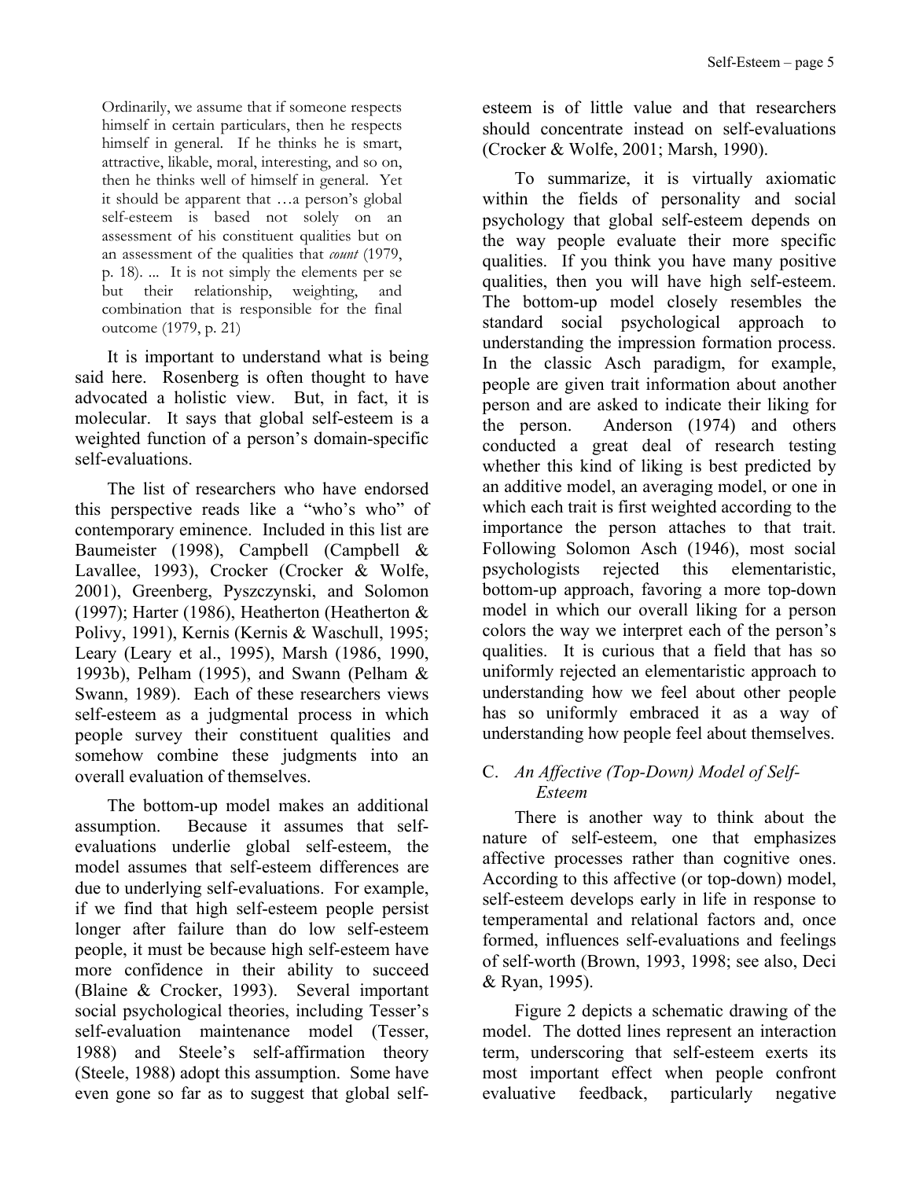> Ordinarily, we assume that if someone respects himself in certain particulars, then he respects himself in general. If he thinks he is smart, attractive, likable, moral, interesting, and so on, then he thinks well of himself in general. Yet it should be apparent that …a person's global self-esteem is based not solely on an assessment of his constituent qualities but on an assessment of the qualities that *count* (1979, p. 18). ... It is not simply the elements per se but their relationship, weighting, and combination that is responsible for the final outcome (1979, p. 21)

It is important to understand what is being said here. Rosenberg is often thought to have advocated a holistic view. But, in fact, it is molecular. It says that global self-esteem is a weighted function of a person's domain-specific self-evaluations.

The list of researchers who have endorsed this perspective reads like a "who's who" of contemporary eminence. Included in this list are Baumeister (1998), Campbell (Campbell & Lavallee, 1993), Crocker (Crocker & Wolfe, 2001), Greenberg, Pyszczynski, and Solomon (1997); Harter (1986), Heatherton (Heatherton & Polivy, 1991), Kernis (Kernis & Waschull, 1995; Leary (Leary et al., 1995), Marsh (1986, 1990, 1993b), Pelham (1995), and Swann (Pelham & Swann, 1989). Each of these researchers views self-esteem as a judgmental process in which people survey their constituent qualities and somehow combine these judgments into an overall evaluation of themselves.

The bottom-up model makes an additional assumption. Because it assumes that self-evaluations underlie global self-esteem, the model assumes that self-esteem differences are due to underlying self-evaluations. For example, if we find that high self-esteem people persist longer after failure than do low self-esteem people, it must be because high self-esteem have more confidence in their ability to succeed (Blaine & Crocker, 1993). Several important social psychological theories, including Tesser's self-evaluation maintenance model (Tesser, 1988) and Steele's self-affirmation theory (Steele, 1988) adopt this assumption. Some have even gone so far as to suggest that global self-esteem is of little value and that researchers should concentrate instead on self-evaluations (Crocker & Wolfe, 2001; Marsh, 1990).

To summarize, it is virtually axiomatic within the fields of personality and social psychology that global self-esteem depends on the way people evaluate their more specific qualities. If you think you have many positive qualities, then you will have high self-esteem. The bottom-up model closely resembles the standard social psychological approach to understanding the impression formation process. In the classic Asch paradigm, for example, people are given trait information about another person and are asked to indicate their liking for the person. Anderson (1974) and others conducted a great deal of research testing whether this kind of liking is best predicted by an additive model, an averaging model, or one in which each trait is first weighted according to the importance the person attaches to that trait. Following Solomon Asch (1946), most social psychologists rejected this elementaristic, bottom-up approach, favoring a more top-down model in which our overall liking for a person colors the way we interpret each of the person's qualities. It is curious that a field that has so uniformly rejected an elementaristic approach to understanding how we feel about other people has so uniformly embraced it as a way of understanding how people feel about themselves.

### C. *An Affective (Top-Down) Model of Self-Esteem*

There is another way to think about the nature of self-esteem, one that emphasizes affective processes rather than cognitive ones. According to this affective (or top-down) model, self-esteem develops early in life in response to temperamental and relational factors and, once formed, influences self-evaluations and feelings of self-worth (Brown, 1993, 1998; see also, Deci & Ryan, 1995).

Figure 2 depicts a schematic drawing of the model. The dotted lines represent an interaction term, underscoring that self-esteem exerts its most important effect when people confront evaluative feedback, particularly negative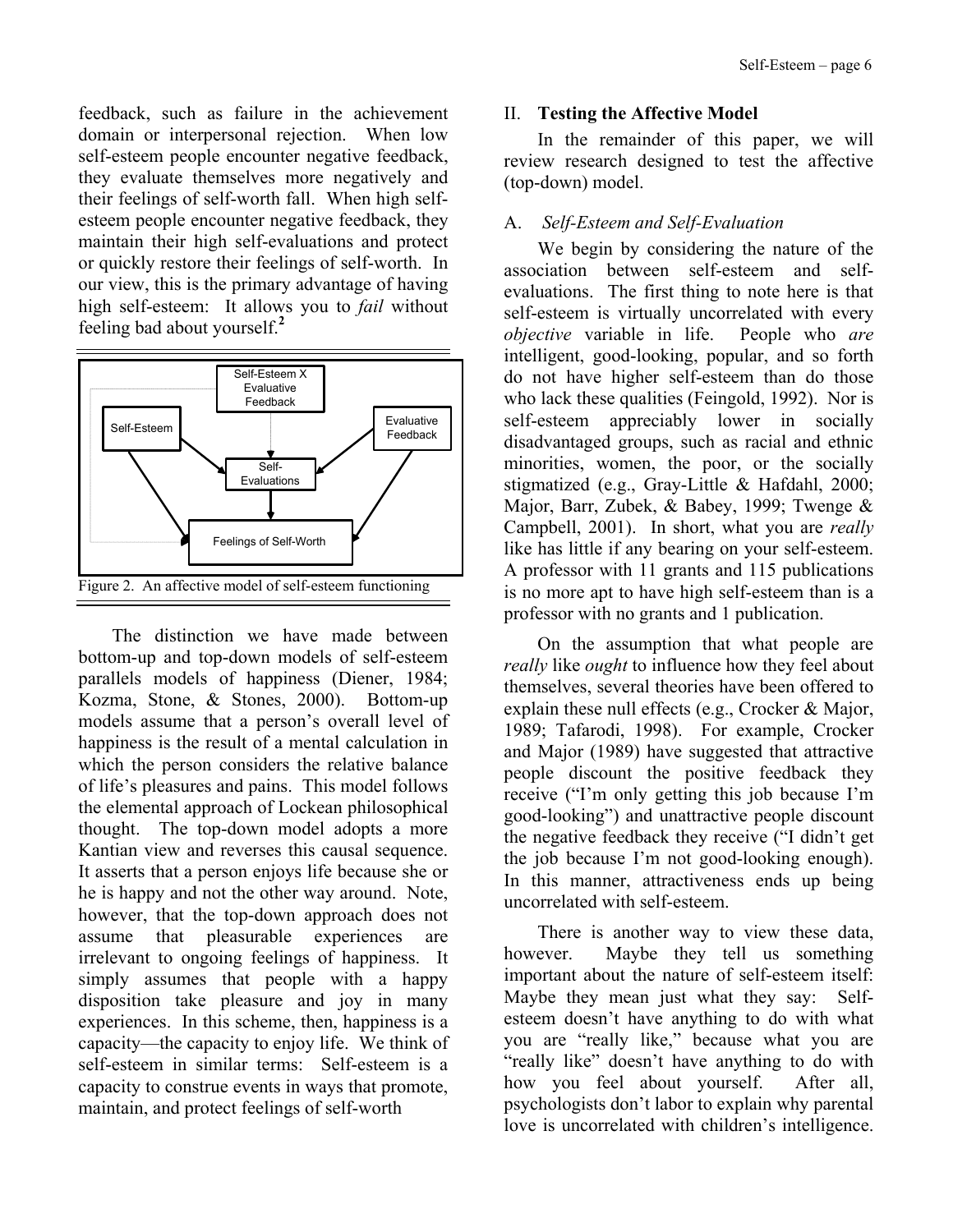feedback, such as failure in the achievement domain or interpersonal rejection. When low self-esteem people encounter negative feedback, they evaluate themselves more negatively and their feelings of self-worth fall. When high self-esteem people encounter negative feedback, they maintain their high self-evaluations and protect or quickly restore their feelings of self-worth. In our view, this is the primary advantage of having high self-esteem: It allows you to *fail* without feeling bad about yourself.[2]

Self-Esteem X Evaluative Feedback

Self-Esteem

Evaluative Feedback

Self-Evaluations

Feelings of Self-Worth

Figure 2. An affective model of self-esteem functioning

The distinction we have made between bottom-up and top-down models of self-esteem parallels models of happiness (Diener, 1984; Kozma, Stone, & Stones, 2000). Bottom-up models assume that a person's overall level of happiness is the result of a mental calculation in which the person considers the relative balance of life's pleasures and pains. This model follows the elemental approach of Lockean philosophical thought. The top-down model adopts a more Kantian view and reverses this causal sequence. It asserts that a person enjoys life because she or he is happy and not the other way around. Note, however, that the top-down approach does not assume that pleasurable experiences are irrelevant to ongoing feelings of happiness. It simply assumes that people with a happy disposition take pleasure and joy in many experiences. In this scheme, then, happiness is a capacity—the capacity to enjoy life. We think of self-esteem in similar terms: Self-esteem is a capacity to construe events in ways that promote, maintain, and protect feelings of self-worth

## II. Testing the Affective Model

In the remainder of this paper, we will review research designed to test the affective (top-down) model.

### A. *Self-Esteem and Self-Evaluation*

We begin by considering the nature of the association between self-esteem and self-evaluations. The first thing to note here is that self-esteem is virtually uncorrelated with every *objective* variable in life. People who *are* intelligent, good-looking, popular, and so forth do not have higher self-esteem than do those who lack these qualities (Feingold, 1992). Nor is self-esteem appreciably lower in socially disadvantaged groups, such as racial and ethnic minorities, women, the poor, or the socially stigmatized (e.g., Gray-Little & Hafdahl, 2000; Major, Barr, Zubek, & Babey, 1999; Twenge & Campbell, 2001). In short, what you are *really* like has little if any bearing on your self-esteem. A professor with 11 grants and 115 publications is no more apt to have high self-esteem than is a professor with no grants and 1 publication.

On the assumption that what people are *really* like *ought* to influence how they feel about themselves, several theories have been offered to explain these null effects (e.g., Crocker & Major, 1989; Tafarodi, 1998). For example, Crocker and Major (1989) have suggested that attractive people discount the positive feedback they receive ("I'm only getting this job because I'm good-looking") and unattractive people discount the negative feedback they receive ("I didn't get the job because I'm not good-looking enough). In this manner, attractiveness ends up being uncorrelated with self-esteem.

There is another way to view these data, however. Maybe they tell us something important about the nature of self-esteem itself: Maybe they mean just what they say: Self-esteem doesn't have anything to do with what you are "really like," because what you are "really like" doesn't have anything to do with how you feel about yourself. After all, psychologists don't labor to explain why parental love is uncorrelated with children's intelligence.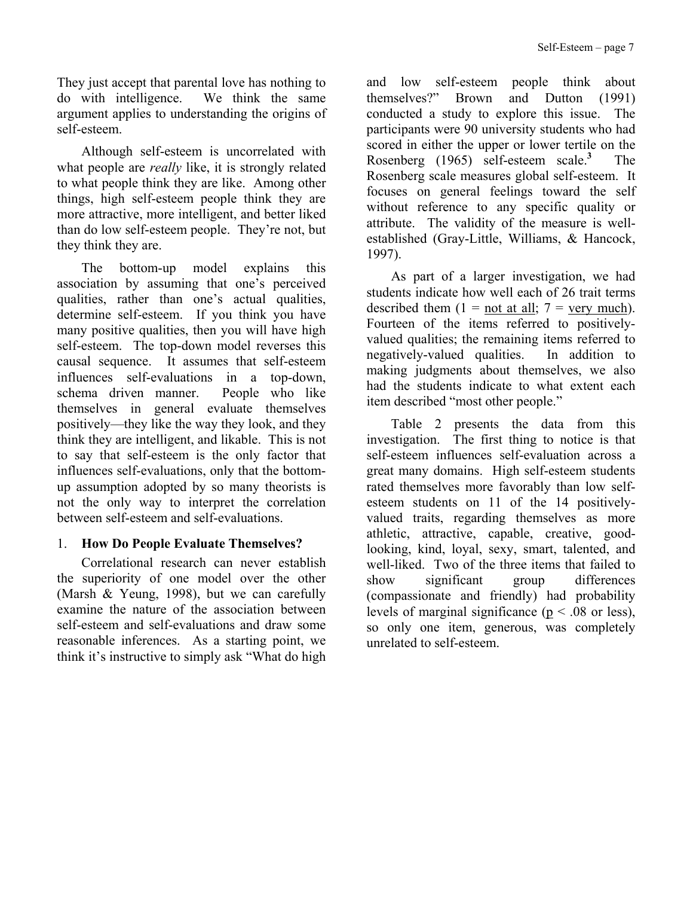They just accept that parental love has nothing to do with intelligence. We think the same argument applies to understanding the origins of self-esteem.

Although self-esteem is uncorrelated with what people are *really* like, it is strongly related to what people think they are like. Among other things, high self-esteem people think they are more attractive, more intelligent, and better liked than do low self-esteem people. They're not, but they think they are.

The bottom-up model explains this association by assuming that one's perceived qualities, rather than one's actual qualities, determine self-esteem. If you think you have many positive qualities, then you will have high self-esteem. The top-down model reverses this causal sequence. It assumes that self-esteem influences self-evaluations in a top-down, schema driven manner. People who like themselves in general evaluate themselves positively—they like the way they look, and they think they are intelligent, and likable. This is not to say that self-esteem is the only factor that influences self-evaluations, only that the bottom-up assumption adopted by so many theorists is not the only way to interpret the correlation between self-esteem and self-evaluations.

## 1. How Do People Evaluate Themselves?

Correlational research can never establish the superiority of one model over the other (Marsh & Yeung, 1998), but we can carefully examine the nature of the association between self-esteem and self-evaluations and draw some reasonable inferences. As a starting point, we think it's instructive to simply ask "What do high and low self-esteem people think about themselves?" Brown and Dutton (1991) conducted a study to explore this issue. The participants were 90 university students who had scored in either the upper or lower tertile on the Rosenberg (1965) self-esteem scale.[3] The Rosenberg scale measures global self-esteem. It focuses on general feelings toward the self without reference to any specific quality or attribute. The validity of the measure is well-established (Gray-Little, Williams, & Hancock, 1997).

As part of a larger investigation, we had students indicate how well each of 26 trait terms described them (1 = not at all; 7 = very much). Fourteen of the items referred to positively-valued qualities; the remaining items referred to negatively-valued qualities. In addition to making judgments about themselves, we also had the students indicate to what extent each item described "most other people."

Table 2 presents the data from this investigation. The first thing to notice is that self-esteem influences self-evaluation across a great many domains. High self-esteem students rated themselves more favorably than low self-esteem students on 11 of the 14 positively-valued traits, regarding themselves as more athletic, attractive, capable, creative, good-looking, kind, loyal, sexy, smart, talented, and well-liked. Two of the three items that failed to show significant group differences (compassionate and friendly) had probability levels of marginal significance ($p < .08$ or less), so only one item, generous, was completely unrelated to self-esteem.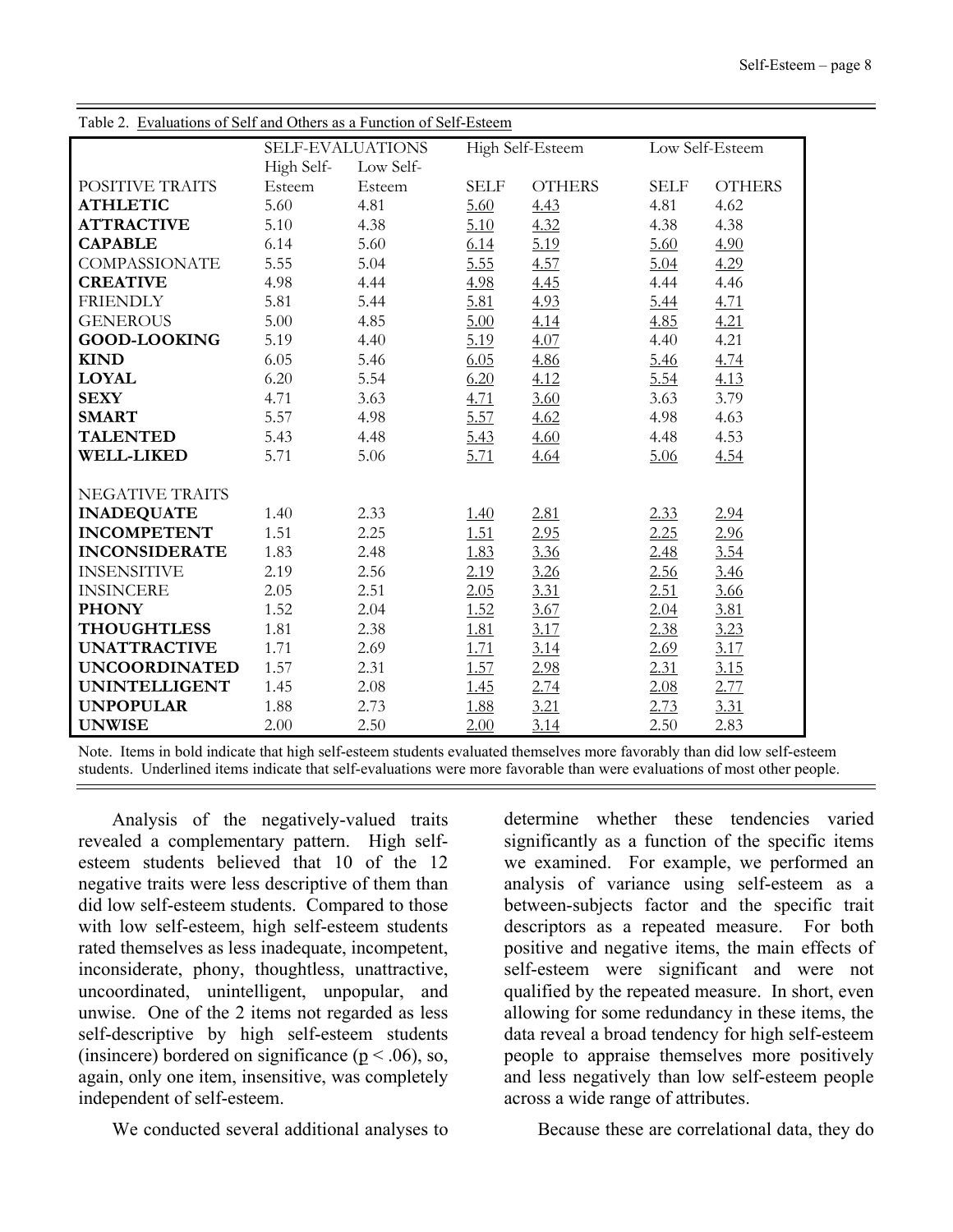Table 2. Evaluations of Self and Others as a Function of Self-Esteem

| | SELF-EVALUATIONS | | High Self-Esteem | | Low Self-Esteem | |
|---|---|---|---|---|---|---|
| POSITIVE TRAITS | High Self-Esteem | Low Self-Esteem | SELF | OTHERS | SELF | OTHERS |
| **ATHLETIC** | 5.60 | 4.81 | <u>5.60</u> | <u>4.43</u> | 4.81 | 4.62 |
| **ATTRACTIVE** | 5.10 | 4.38 | <u>5.10</u> | <u>4.32</u> | 4.38 | 4.38 |
| **CAPABLE** | 6.14 | 5.60 | <u>6.14</u> | <u>5.19</u> | <u>5.60</u> | <u>4.90</u> |
| COMPASSIONATE | 5.55 | 5.04 | <u>5.55</u> | <u>4.57</u> | <u>5.04</u> | <u>4.29</u> |
| **CREATIVE** | 4.98 | 4.44 | <u>4.98</u> | <u>4.45</u> | 4.44 | 4.46 |
| FRIENDLY | 5.81 | 5.44 | <u>5.81</u> | <u>4.93</u> | <u>5.44</u> | <u>4.71</u> |
| GENEROUS | 5.00 | 4.85 | <u>5.00</u> | <u>4.14</u> | <u>4.85</u> | <u>4.21</u> |
| **GOOD-LOOKING** | 5.19 | 4.40 | <u>5.19</u> | <u>4.07</u> | 4.40 | 4.21 |
| **KIND** | 6.05 | 5.46 | <u>6.05</u> | <u>4.86</u> | <u>5.46</u> | <u>4.74</u> |
| **LOYAL** | 6.20 | 5.54 | <u>6.20</u> | <u>4.12</u> | <u>5.54</u> | <u>4.13</u> |
| **SEXY** | 4.71 | 3.63 | <u>4.71</u> | <u>3.60</u> | 3.63 | 3.79 |
| **SMART** | 5.57 | 4.98 | <u>5.57</u> | <u>4.62</u> | 4.98 | 4.63 |
| **TALENTED** | 5.43 | 4.48 | <u>5.43</u> | <u>4.60</u> | 4.48 | 4.53 |
| **WELL-LIKED** | 5.71 | 5.06 | <u>5.71</u> | <u>4.64</u> | <u>5.06</u> | <u>4.54</u> |
| NEGATIVE TRAITS | | | | | | |
| **INADEQUATE** | 1.40 | 2.33 | <u>1.40</u> | <u>2.81</u> | <u>2.33</u> | <u>2.94</u> |
| **INCOMPETENT** | 1.51 | 2.25 | <u>1.51</u> | <u>2.95</u> | <u>2.25</u> | <u>2.96</u> |
| **INCONSIDERATE** | 1.83 | 2.48 | <u>1.83</u> | <u>3.36</u> | <u>2.48</u> | <u>3.54</u> |
| INSENSITIVE | 2.19 | 2.56 | <u>2.19</u> | <u>3.26</u> | <u>2.56</u> | <u>3.46</u> |
| INSINCERE | 2.05 | 2.51 | <u>2.05</u> | <u>3.31</u> | <u>2.51</u> | <u>3.66</u> |
| **PHONY** | 1.52 | 2.04 | <u>1.52</u> | <u>3.67</u> | <u>2.04</u> | <u>3.81</u> |
| **THOUGHTLESS** | 1.81 | 2.38 | <u>1.81</u> | <u>3.17</u> | <u>2.38</u> | <u>3.23</u> |
| **UNATTRACTIVE** | 1.71 | 2.69 | <u>1.71</u> | <u>3.14</u> | <u>2.69</u> | <u>3.17</u> |
| **UNCOORDINATED** | 1.57 | 2.31 | <u>1.57</u> | <u>2.98</u> | <u>2.31</u> | <u>3.15</u> |
| **UNINTELLIGENT** | 1.45 | 2.08 | <u>1.45</u> | <u>2.74</u> | <u>2.08</u> | <u>2.77</u> |
| **UNPOPULAR** | 1.88 | 2.73 | <u>1.88</u> | <u>3.21</u> | <u>2.73</u> | <u>3.31</u> |
| **UNWISE** | 2.00 | 2.50 | <u>2.00</u> | <u>3.14</u> | 2.50 | 2.83 |

Note. Items in bold indicate that high self-esteem students evaluated themselves more favorably than did low self-esteem students. Underlined items indicate that self-evaluations were more favorable than were evaluations of most other people.

Analysis of the negatively-valued traits revealed a complementary pattern. High self-esteem students believed that 10 of the 12 negative traits were less descriptive of them than did low self-esteem students. Compared to those with low self-esteem, high self-esteem students rated themselves as less inadequate, incompetent, inconsiderate, phony, thoughtless, unattractive, uncoordinated, unintelligent, unpopular, and unwise. One of the 2 items not regarded as less self-descriptive by high self-esteem students (insincere) bordered on significance ($p < .06$), so, again, only one item, insensitive, was completely independent of self-esteem.

We conducted several additional analyses to determine whether these tendencies varied significantly as a function of the specific items we examined. For example, we performed an analysis of variance using self-esteem as a between-subjects factor and the specific trait descriptors as a repeated measure. For both positive and negative items, the main effects of self-esteem were significant and were not qualified by the repeated measure. In short, even allowing for some redundancy in these items, the data reveal a broad tendency for high self-esteem people to appraise themselves more positively and less negatively than low self-esteem people across a wide range of attributes.

Because these are correlational data, they do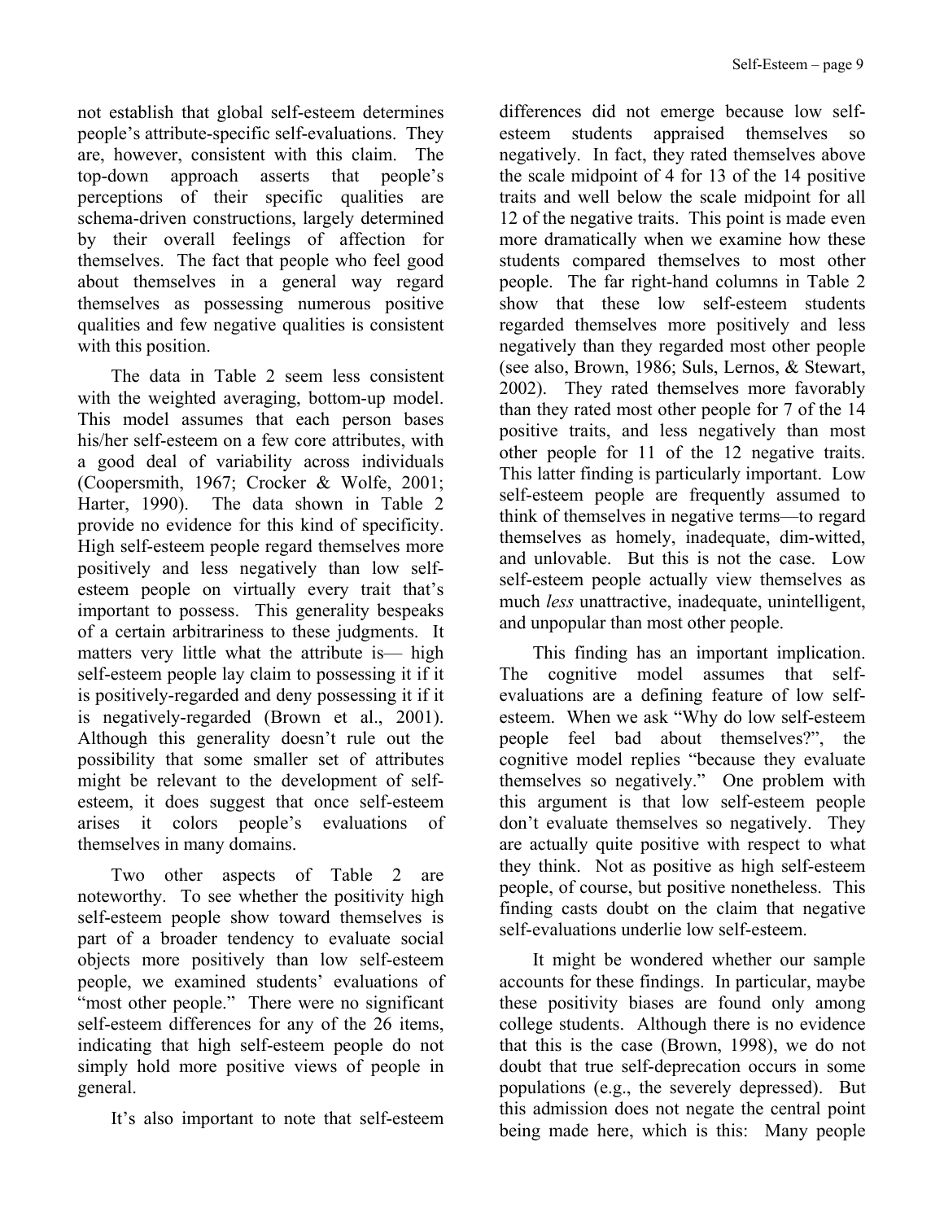not establish that global self-esteem determines people's attribute-specific self-evaluations. They are, however, consistent with this claim. The top-down approach asserts that people's perceptions of their specific qualities are schema-driven constructions, largely determined by their overall feelings of affection for themselves. The fact that people who feel good about themselves in a general way regard themselves as possessing numerous positive qualities and few negative qualities is consistent with this position.

The data in Table 2 seem less consistent with the weighted averaging, bottom-up model. This model assumes that each person bases his/her self-esteem on a few core attributes, with a good deal of variability across individuals (Coopersmith, 1967; Crocker & Wolfe, 2001; Harter, 1990). The data shown in Table 2 provide no evidence for this kind of specificity. High self-esteem people regard themselves more positively and less negatively than low self-esteem people on virtually every trait that's important to possess. This generality bespeaks of a certain arbitrariness to these judgments. It matters very little what the attribute is— high self-esteem people lay claim to possessing it if it is positively-regarded and deny possessing it if it is negatively-regarded (Brown et al., 2001). Although this generality doesn't rule out the possibility that some smaller set of attributes might be relevant to the development of self-esteem, it does suggest that once self-esteem arises it colors people's evaluations of themselves in many domains.

Two other aspects of Table 2 are noteworthy. To see whether the positivity high self-esteem people show toward themselves is part of a broader tendency to evaluate social objects more positively than low self-esteem people, we examined students' evaluations of "most other people." There were no significant self-esteem differences for any of the 26 items, indicating that high self-esteem people do not simply hold more positive views of people in general.

It's also important to note that self-esteem differences did not emerge because low self-esteem students appraised themselves so negatively. In fact, they rated themselves above the scale midpoint of 4 for 13 of the 14 positive traits and well below the scale midpoint for all 12 of the negative traits. This point is made even more dramatically when we examine how these students compared themselves to most other people. The far right-hand columns in Table 2 show that these low self-esteem students regarded themselves more positively and less negatively than they regarded most other people (see also, Brown, 1986; Suls, Lernos, & Stewart, 2002). They rated themselves more favorably than they rated most other people for 7 of the 14 positive traits, and less negatively than most other people for 11 of the 12 negative traits. This latter finding is particularly important. Low self-esteem people are frequently assumed to think of themselves in negative terms—to regard themselves as homely, inadequate, dim-witted, and unlovable. But this is not the case. Low self-esteem people actually view themselves as much *less* unattractive, inadequate, unintelligent, and unpopular than most other people.

This finding has an important implication. The cognitive model assumes that self-evaluations are a defining feature of low self-esteem. When we ask "Why do low self-esteem people feel bad about themselves?", the cognitive model replies "because they evaluate themselves so negatively." One problem with this argument is that low self-esteem people don't evaluate themselves so negatively. They are actually quite positive with respect to what they think. Not as positive as high self-esteem people, of course, but positive nonetheless. This finding casts doubt on the claim that negative self-evaluations underlie low self-esteem.

It might be wondered whether our sample accounts for these findings. In particular, maybe these positivity biases are found only among college students. Although there is no evidence that this is the case (Brown, 1998), we do not doubt that true self-deprecation occurs in some populations (e.g., the severely depressed). But this admission does not negate the central point being made here, which is this: Many people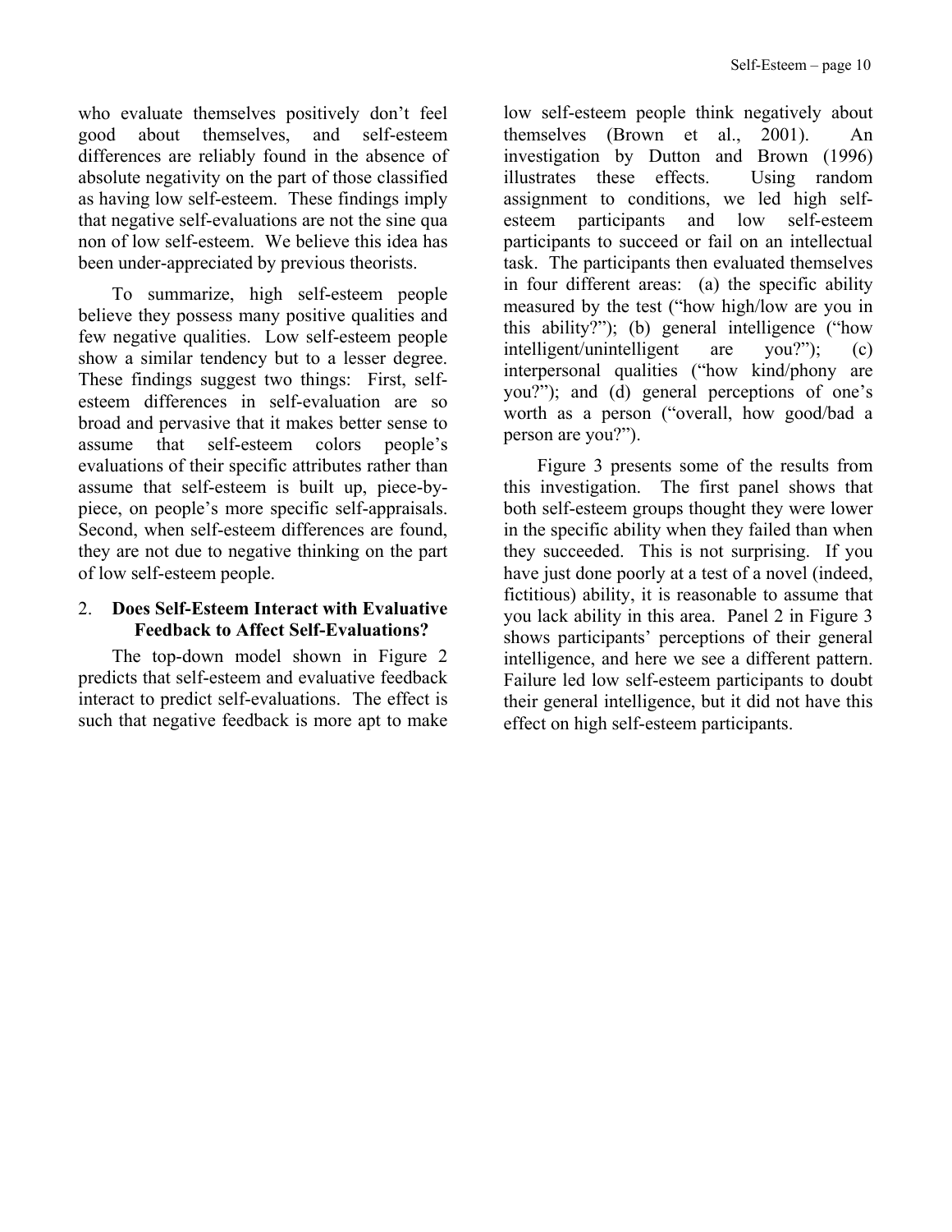who evaluate themselves positively don't feel good about themselves, and self-esteem differences are reliably found in the absence of absolute negativity on the part of those classified as having low self-esteem. These findings imply that negative self-evaluations are not the sine qua non of low self-esteem. We believe this idea has been under-appreciated by previous theorists.

To summarize, high self-esteem people believe they possess many positive qualities and few negative qualities. Low self-esteem people show a similar tendency but to a lesser degree. These findings suggest two things: First, self-esteem differences in self-evaluation are so broad and pervasive that it makes better sense to assume that self-esteem colors people's evaluations of their specific attributes rather than assume that self-esteem is built up, piece-by-piece, on people's more specific self-appraisals. Second, when self-esteem differences are found, they are not due to negative thinking on the part of low self-esteem people.

## 2. Does Self-Esteem Interact with Evaluative Feedback to Affect Self-Evaluations?

The top-down model shown in Figure 2 predicts that self-esteem and evaluative feedback interact to predict self-evaluations. The effect is such that negative feedback is more apt to make low self-esteem people think negatively about themselves (Brown et al., 2001). An investigation by Dutton and Brown (1996) illustrates these effects. Using random assignment to conditions, we led high self-esteem participants and low self-esteem participants to succeed or fail on an intellectual task. The participants then evaluated themselves in four different areas: (a) the specific ability measured by the test ("how high/low are you in this ability?"); (b) general intelligence ("how intelligent/unintelligent are you?"); (c) interpersonal qualities ("how kind/phony are you?"); and (d) general perceptions of one's worth as a person ("overall, how good/bad a person are you?").

Figure 3 presents some of the results from this investigation. The first panel shows that both self-esteem groups thought they were lower in the specific ability when they failed than when they succeeded. This is not surprising. If you have just done poorly at a test of a novel (indeed, fictitious) ability, it is reasonable to assume that you lack ability in this area. Panel 2 in Figure 3 shows participants' perceptions of their general intelligence, and here we see a different pattern. Failure led low self-esteem participants to doubt their general intelligence, but it did not have this effect on high self-esteem participants.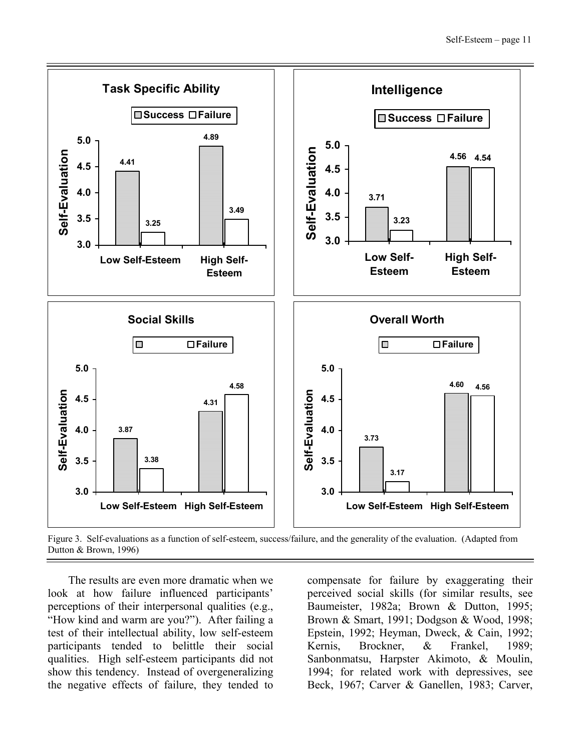**Task Specific Ability**

| | Success | Failure |
|---|---|---|
| Low Self-Esteem | 4.41 | 3.25 |
| High Self-Esteem | 4.89 | 3.49 |

**Intelligence**

| | Success | Failure |
|---|---|---|
| Low Self-Esteem | 3.71 | 3.23 |
| High Self-Esteem | 4.56 | 4.54 |

**Social Skills**

| | | Failure |
|---|---|---|
| Low Self-Esteem | 3.87 | 3.38 |
| High Self-Esteem | 4.31 | 4.58 |

**Overall Worth**

| | | Failure |
|---|---|---|
| Low Self-Esteem | 3.73 | 3.17 |
| High Self-Esteem | 4.60 | 4.56 |

Figure 3. Self-evaluations as a function of self-esteem, success/failure, and the generality of the evaluation. (Adapted from Dutton & Brown, 1996)

The results are even more dramatic when we look at how failure influenced participants' perceptions of their interpersonal qualities (e.g., "How kind and warm are you?"). After failing a test of their intellectual ability, low self-esteem participants tended to belittle their social qualities. High self-esteem participants did not show this tendency. Instead of overgeneralizing the negative effects of failure, they tended to compensate for failure by exaggerating their perceived social skills (for similar results, see Baumeister, 1982a; Brown & Dutton, 1995; Brown & Smart, 1991; Dodgson & Wood, 1998; Epstein, 1992; Heyman, Dweck, & Cain, 1992; Kernis, Brockner, & Frankel, 1989; Sanbonmatsu, Harpster Akimoto, & Moulin, 1994; for related work with depressives, see Beck, 1967; Carver & Ganellen, 1983; Carver,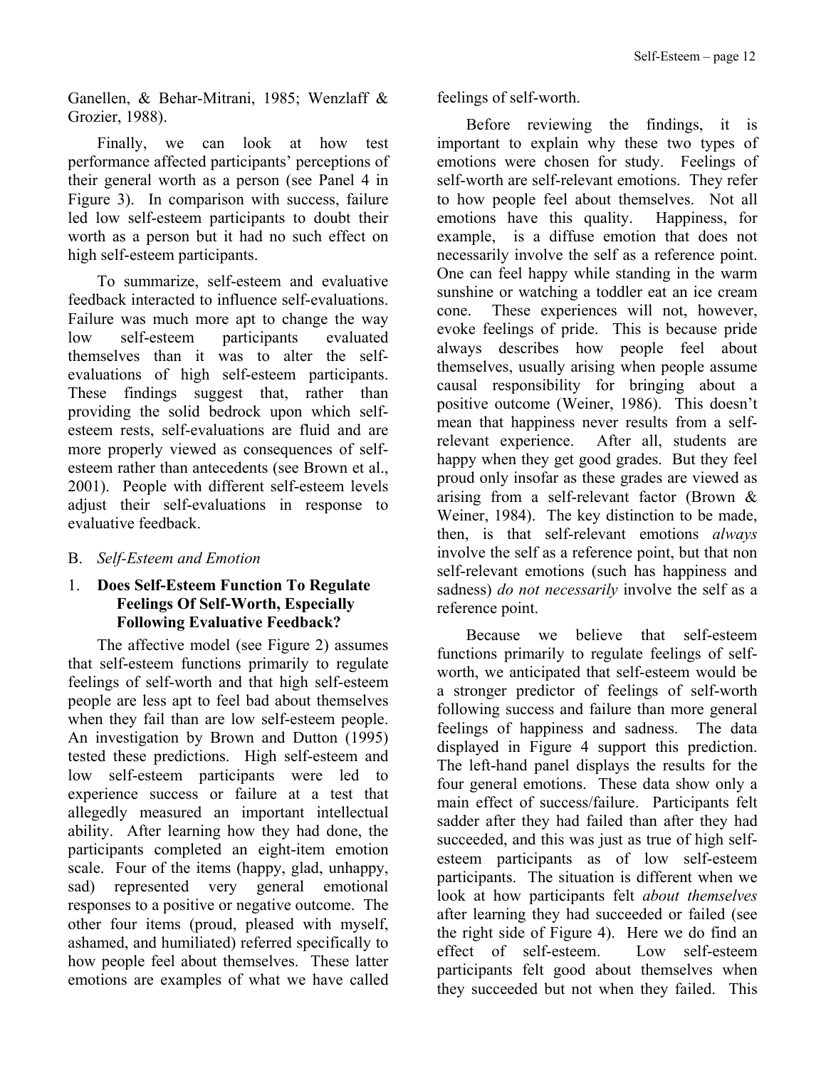Ganellen, & Behar-Mitrani, 1985; Wenzlaff & Grozier, 1988).

Finally, we can look at how test performance affected participants' perceptions of their general worth as a person (see Panel 4 in Figure 3). In comparison with success, failure led low self-esteem participants to doubt their worth as a person but it had no such effect on high self-esteem participants.

To summarize, self-esteem and evaluative feedback interacted to influence self-evaluations. Failure was much more apt to change the way low self-esteem participants evaluated themselves than it was to alter the self-evaluations of high self-esteem participants. These findings suggest that, rather than providing the solid bedrock upon which self-esteem rests, self-evaluations are fluid and are more properly viewed as consequences of self-esteem rather than antecedents (see Brown et al., 2001). People with different self-esteem levels adjust their self-evaluations in response to evaluative feedback.

## B. *Self-Esteem and Emotion*

### 1. **Does Self-Esteem Function To Regulate Feelings Of Self-Worth, Especially Following Evaluative Feedback?**

The affective model (see Figure 2) assumes that self-esteem functions primarily to regulate feelings of self-worth and that high self-esteem people are less apt to feel bad about themselves when they fail than are low self-esteem people. An investigation by Brown and Dutton (1995) tested these predictions. High self-esteem and low self-esteem participants were led to experience success or failure at a test that allegedly measured an important intellectual ability. After learning how they had done, the participants completed an eight-item emotion scale. Four of the items (happy, glad, unhappy, sad) represented very general emotional responses to a positive or negative outcome. The other four items (proud, pleased with myself, ashamed, and humiliated) referred specifically to how people feel about themselves. These latter emotions are examples of what we have called feelings of self-worth.

Before reviewing the findings, it is important to explain why these two types of emotions were chosen for study. Feelings of self-worth are self-relevant emotions. They refer to how people feel about themselves. Not all emotions have this quality. Happiness, for example, is a diffuse emotion that does not necessarily involve the self as a reference point. One can feel happy while standing in the warm sunshine or watching a toddler eat an ice cream cone. These experiences will not, however, evoke feelings of pride. This is because pride always describes how people feel about themselves, usually arising when people assume causal responsibility for bringing about a positive outcome (Weiner, 1986). This doesn't mean that happiness never results from a self-relevant experience. After all, students are happy when they get good grades. But they feel proud only insofar as these grades are viewed as arising from a self-relevant factor (Brown & Weiner, 1984). The key distinction to be made, then, is that self-relevant emotions *always* involve the self as a reference point, but that non self-relevant emotions (such has happiness and sadness) *do not necessarily* involve the self as a reference point.

Because we believe that self-esteem functions primarily to regulate feelings of self-worth, we anticipated that self-esteem would be a stronger predictor of feelings of self-worth following success and failure than more general feelings of happiness and sadness. The data displayed in Figure 4 support this prediction. The left-hand panel displays the results for the four general emotions. These data show only a main effect of success/failure. Participants felt sadder after they had failed than after they had succeeded, and this was just as true of high self-esteem participants as of low self-esteem participants. The situation is different when we look at how participants felt *about themselves* after learning they had succeeded or failed (see the right side of Figure 4). Here we do find an effect of self-esteem. Low self-esteem participants felt good about themselves when they succeeded but not when they failed. This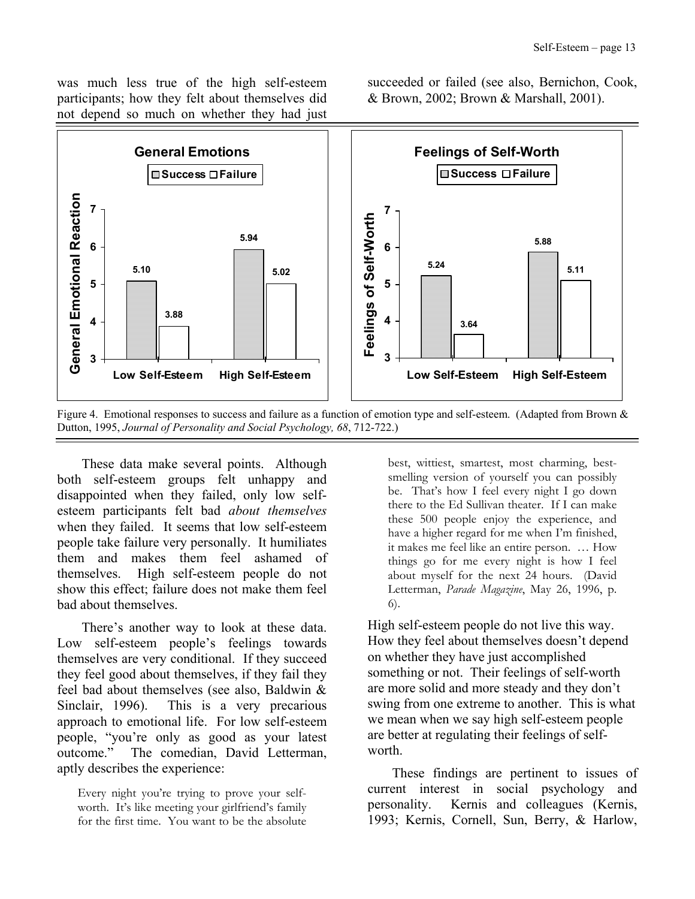was much less true of the high self-esteem participants; how they felt about themselves did not depend so much on whether they had just succeeded or failed (see also, Bernichon, Cook, & Brown, 2002; Brown & Marshall, 2001).

General Emotions

Success Failure

General Emotional Reaction

7
6
5
4
3

5.10
3.88
5.94
5.02

Low Self-Esteem
High Self-Esteem

Feelings of Self-Worth

Success Failure

Feelings of Self-Worth

7
6
5
4
3

5.24
3.64
5.88
5.11

Low Self-Esteem
High Self-Esteem

Figure 4. Emotional responses to success and failure as a function of emotion type and self-esteem. (Adapted from Brown & Dutton, 1995, *Journal of Personality and Social Psychology, 68*, 712-722.)

These data make several points. Although both self-esteem groups felt unhappy and disappointed when they failed, only low self-esteem participants felt bad *about themselves* when they failed. It seems that low self-esteem people take failure very personally. It humiliates them and makes them feel ashamed of themselves. High self-esteem people do not show this effect; failure does not make them feel bad about themselves.

There's another way to look at these data. Low self-esteem people's feelings towards themselves are very conditional. If they succeed they feel good about themselves, if they fail they feel bad about themselves (see also, Baldwin & Sinclair, 1996). This is a very precarious approach to emotional life. For low self-esteem people, "you're only as good as your latest outcome." The comedian, David Letterman, aptly describes the experience:

> Every night you're trying to prove your self-worth. It's like meeting your girlfriend's family for the first time. You want to be the absolute best, wittiest, smartest, most charming, best-smelling version of yourself you can possibly be. That's how I feel every night I go down there to the Ed Sullivan theater. If I can make these 500 people enjoy the experience, and have a higher regard for me when I'm finished, it makes me feel like an entire person. … How things go for me every night is how I feel about myself for the next 24 hours. (David Letterman, *Parade Magazine*, May 26, 1996, p. 6).

High self-esteem people do not live this way. How they feel about themselves doesn't depend on whether they have just accomplished something or not. Their feelings of self-worth are more solid and more steady and they don't swing from one extreme to another. This is what we mean when we say high self-esteem people are better at regulating their feelings of self-worth.

These findings are pertinent to issues of current interest in social psychology and personality. Kernis and colleagues (Kernis, 1993; Kernis, Cornell, Sun, Berry, & Harlow,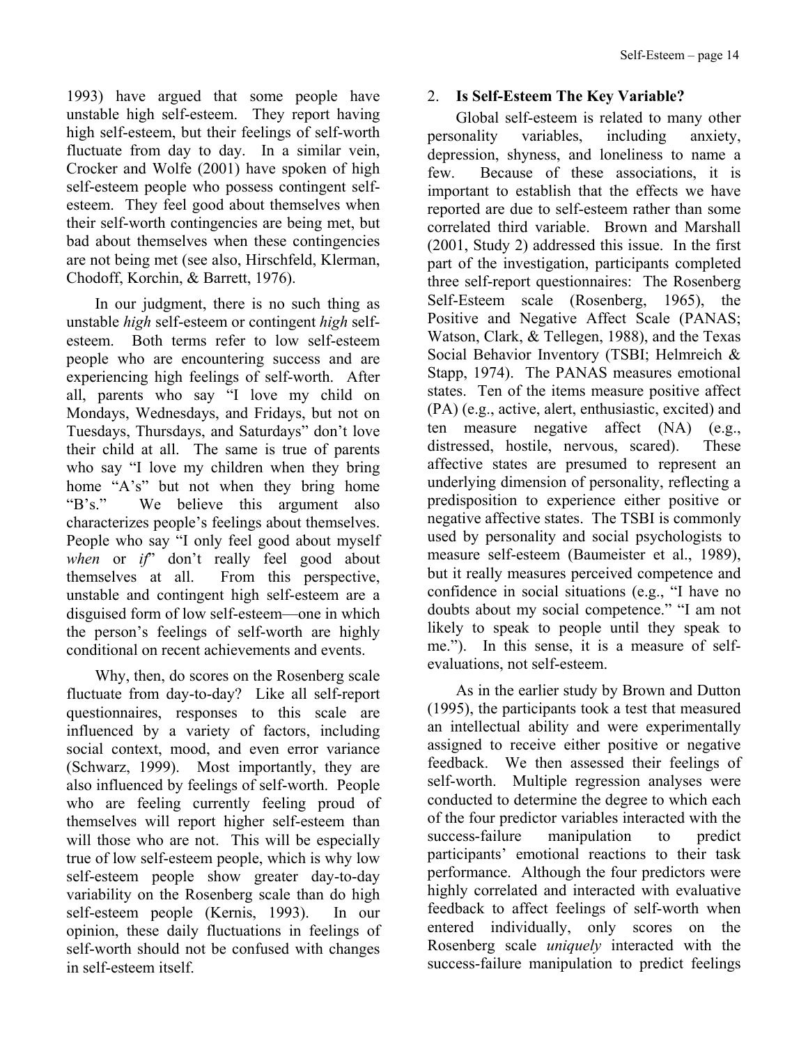1993) have argued that some people have unstable high self-esteem. They report having high self-esteem, but their feelings of self-worth fluctuate from day to day. In a similar vein, Crocker and Wolfe (2001) have spoken of high self-esteem people who possess contingent self-esteem. They feel good about themselves when their self-worth contingencies are being met, but bad about themselves when these contingencies are not being met (see also, Hirschfeld, Klerman, Chodoff, Korchin, & Barrett, 1976).

In our judgment, there is no such thing as unstable *high* self-esteem or contingent *high* self-esteem. Both terms refer to low self-esteem people who are encountering success and are experiencing high feelings of self-worth. After all, parents who say "I love my child on Mondays, Wednesdays, and Fridays, but not on Tuesdays, Thursdays, and Saturdays" don't love their child at all. The same is true of parents who say "I love my children when they bring home "A's" but not when they bring home "B's." We believe this argument also characterizes people's feelings about themselves. People who say "I only feel good about myself *when* or *if*" don't really feel good about themselves at all. From this perspective, unstable and contingent high self-esteem are a disguised form of low self-esteem—one in which the person's feelings of self-worth are highly conditional on recent achievements and events.

Why, then, do scores on the Rosenberg scale fluctuate from day-to-day? Like all self-report questionnaires, responses to this scale are influenced by a variety of factors, including social context, mood, and even error variance (Schwarz, 1999). Most importantly, they are also influenced by feelings of self-worth. People who are feeling currently feeling proud of themselves will report higher self-esteem than will those who are not. This will be especially true of low self-esteem people, which is why low self-esteem people show greater day-to-day variability on the Rosenberg scale than do high self-esteem people (Kernis, 1993). In our opinion, these daily fluctuations in feelings of self-worth should not be confused with changes in self-esteem itself.

## 2. Is Self-Esteem The Key Variable?

Global self-esteem is related to many other personality variables, including anxiety, depression, shyness, and loneliness to name a few. Because of these associations, it is important to establish that the effects we have reported are due to self-esteem rather than some correlated third variable. Brown and Marshall (2001, Study 2) addressed this issue. In the first part of the investigation, participants completed three self-report questionnaires: The Rosenberg Self-Esteem scale (Rosenberg, 1965), the Positive and Negative Affect Scale (PANAS; Watson, Clark, & Tellegen, 1988), and the Texas Social Behavior Inventory (TSBI; Helmreich & Stapp, 1974). The PANAS measures emotional states. Ten of the items measure positive affect (PA) (e.g., active, alert, enthusiastic, excited) and ten measure negative affect (NA) (e.g., distressed, hostile, nervous, scared). These affective states are presumed to represent an underlying dimension of personality, reflecting a predisposition to experience either positive or negative affective states. The TSBI is commonly used by personality and social psychologists to measure self-esteem (Baumeister et al., 1989), but it really measures perceived competence and confidence in social situations (e.g., "I have no doubts about my social competence." "I am not likely to speak to people until they speak to me."). In this sense, it is a measure of self-evaluations, not self-esteem.

As in the earlier study by Brown and Dutton (1995), the participants took a test that measured an intellectual ability and were experimentally assigned to receive either positive or negative feedback. We then assessed their feelings of self-worth. Multiple regression analyses were conducted to determine the degree to which each of the four predictor variables interacted with the success-failure manipulation to predict participants' emotional reactions to their task performance. Although the four predictors were highly correlated and interacted with evaluative feedback to affect feelings of self-worth when entered individually, only scores on the Rosenberg scale *uniquely* interacted with the success-failure manipulation to predict feelings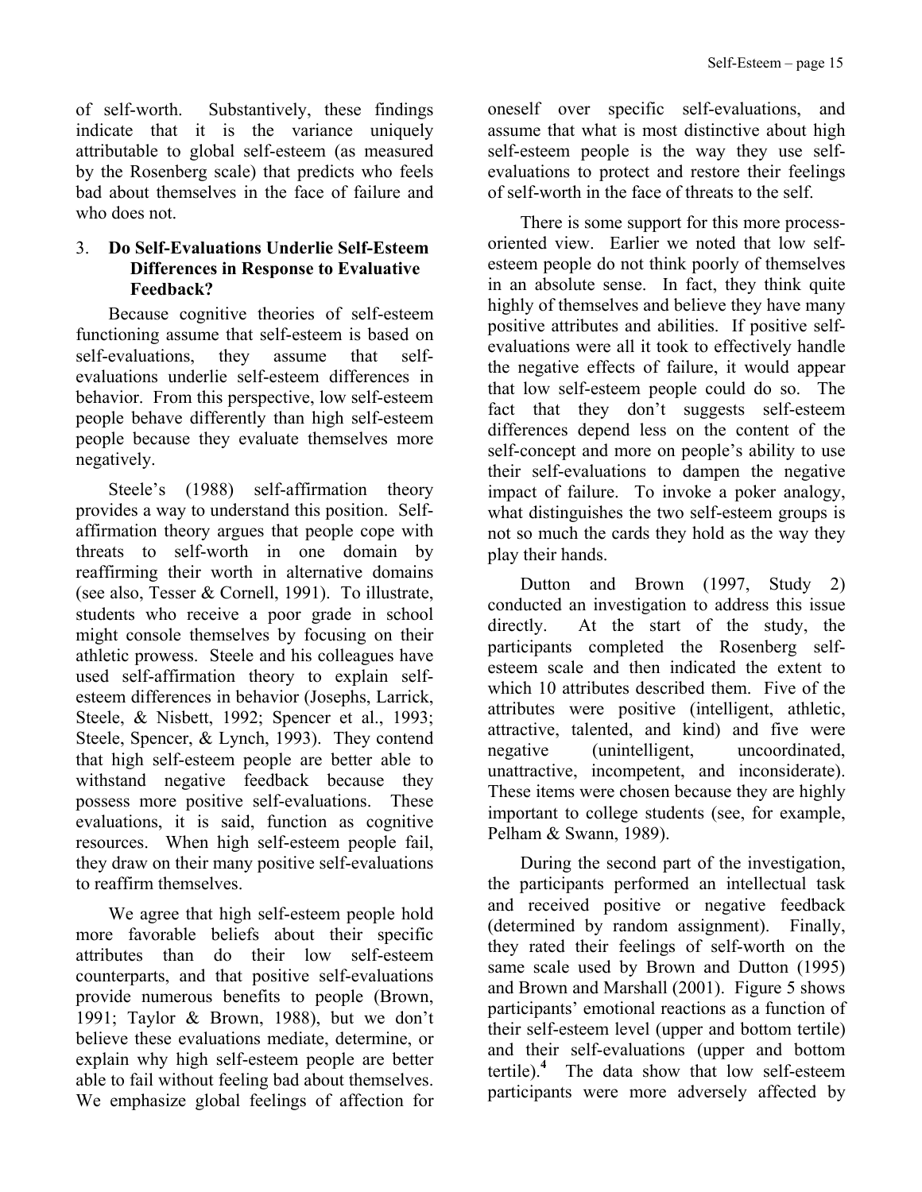of self-worth. Substantively, these findings indicate that it is the variance uniquely attributable to global self-esteem (as measured by the Rosenberg scale) that predicts who feels bad about themselves in the face of failure and who does not.

### 3. Do Self-Evaluations Underlie Self-Esteem Differences in Response to Evaluative Feedback?

Because cognitive theories of self-esteem functioning assume that self-esteem is based on self-evaluations, they assume that self-evaluations underlie self-esteem differences in behavior. From this perspective, low self-esteem people behave differently than high self-esteem people because they evaluate themselves more negatively.

Steele's (1988) self-affirmation theory provides a way to understand this position. Self-affirmation theory argues that people cope with threats to self-worth in one domain by reaffirming their worth in alternative domains (see also, Tesser & Cornell, 1991). To illustrate, students who receive a poor grade in school might console themselves by focusing on their athletic prowess. Steele and his colleagues have used self-affirmation theory to explain self-esteem differences in behavior (Josephs, Larrick, Steele, & Nisbett, 1992; Spencer et al., 1993; Steele, Spencer, & Lynch, 1993). They contend that high self-esteem people are better able to withstand negative feedback because they possess more positive self-evaluations. These evaluations, it is said, function as cognitive resources. When high self-esteem people fail, they draw on their many positive self-evaluations to reaffirm themselves.

We agree that high self-esteem people hold more favorable beliefs about their specific attributes than do their low self-esteem counterparts, and that positive self-evaluations provide numerous benefits to people (Brown, 1991; Taylor & Brown, 1988), but we don't believe these evaluations mediate, determine, or explain why high self-esteem people are better able to fail without feeling bad about themselves. We emphasize global feelings of affection for oneself over specific self-evaluations, and assume that what is most distinctive about high self-esteem people is the way they use self-evaluations to protect and restore their feelings of self-worth in the face of threats to the self.

There is some support for this more process-oriented view. Earlier we noted that low self-esteem people do not think poorly of themselves in an absolute sense. In fact, they think quite highly of themselves and believe they have many positive attributes and abilities. If positive self-evaluations were all it took to effectively handle the negative effects of failure, it would appear that low self-esteem people could do so. The fact that they don't suggests self-esteem differences depend less on the content of the self-concept and more on people's ability to use their self-evaluations to dampen the negative impact of failure. To invoke a poker analogy, what distinguishes the two self-esteem groups is not so much the cards they hold as the way they play their hands.

Dutton and Brown (1997, Study 2) conducted an investigation to address this issue directly. At the start of the study, the participants completed the Rosenberg self-esteem scale and then indicated the extent to which 10 attributes described them. Five of the attributes were positive (intelligent, athletic, attractive, talented, and kind) and five were negative (unintelligent, uncoordinated, unattractive, incompetent, and inconsiderate). These items were chosen because they are highly important to college students (see, for example, Pelham & Swann, 1989).

During the second part of the investigation, the participants performed an intellectual task and received positive or negative feedback (determined by random assignment). Finally, they rated their feelings of self-worth on the same scale used by Brown and Dutton (1995) and Brown and Marshall (2001). Figure 5 shows participants' emotional reactions as a function of their self-esteem level (upper and bottom tertile) and their self-evaluations (upper and bottom tertile).[4] The data show that low self-esteem participants were more adversely affected by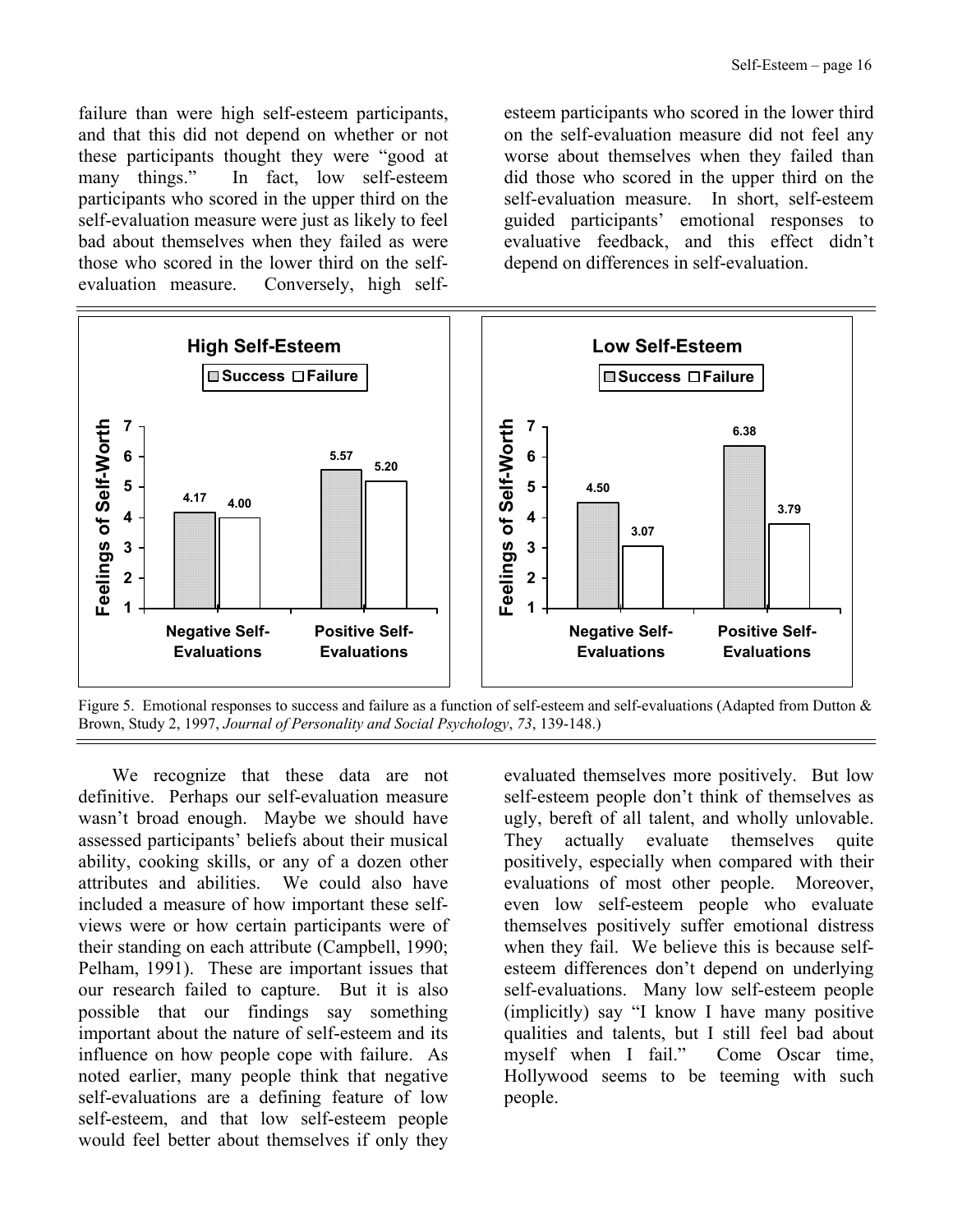failure than were high self-esteem participants, and that this did not depend on whether or not these participants thought they were "good at many things." In fact, low self-esteem participants who scored in the upper third on the self-evaluation measure were just as likely to feel bad about themselves when they failed as were those who scored in the lower third on the self-evaluation measure. Conversely, high self-esteem participants who scored in the lower third on the self-evaluation measure did not feel any worse about themselves when they failed than did those who scored in the upper third on the self-evaluation measure. In short, self-esteem guided participants' emotional responses to evaluative feedback, and this effect didn't depend on differences in self-evaluation.

**High Self-Esteem**

| Feelings of Self-Worth | Success | Failure |
|---|---|---|
| Negative Self-Evaluations | 4.17 | 4.00 |
| Positive Self-Evaluations | 5.57 | 5.20 |

**Low Self-Esteem**

| Feelings of Self-Worth | Success | Failure |
|---|---|---|
| Negative Self-Evaluations | 4.50 | 3.07 |
| Positive Self-Evaluations | 6.38 | 3.79 |

Figure 5. Emotional responses to success and failure as a function of self-esteem and self-evaluations (Adapted from Dutton & Brown, Study 2, 1997, *Journal of Personality and Social Psychology*, *73*, 139-148.)

We recognize that these data are not definitive. Perhaps our self-evaluation measure wasn't broad enough. Maybe we should have assessed participants' beliefs about their musical ability, cooking skills, or any of a dozen other attributes and abilities. We could also have included a measure of how important these self-views were or how certain participants were of their standing on each attribute (Campbell, 1990; Pelham, 1991). These are important issues that our research failed to capture. But it is also possible that our findings say something important about the nature of self-esteem and its influence on how people cope with failure. As noted earlier, many people think that negative self-evaluations are a defining feature of low self-esteem, and that low self-esteem people would feel better about themselves if only they evaluated themselves more positively. But low self-esteem people don't think of themselves as ugly, bereft of all talent, and wholly unlovable. They actually evaluate themselves quite positively, especially when compared with their evaluations of most other people. Moreover, even low self-esteem people who evaluate themselves positively suffer emotional distress when they fail. We believe this is because self-esteem differences don't depend on underlying self-evaluations. Many low self-esteem people (implicitly) say "I know I have many positive qualities and talents, but I still feel bad about myself when I fail." Come Oscar time, Hollywood seems to be teeming with such people.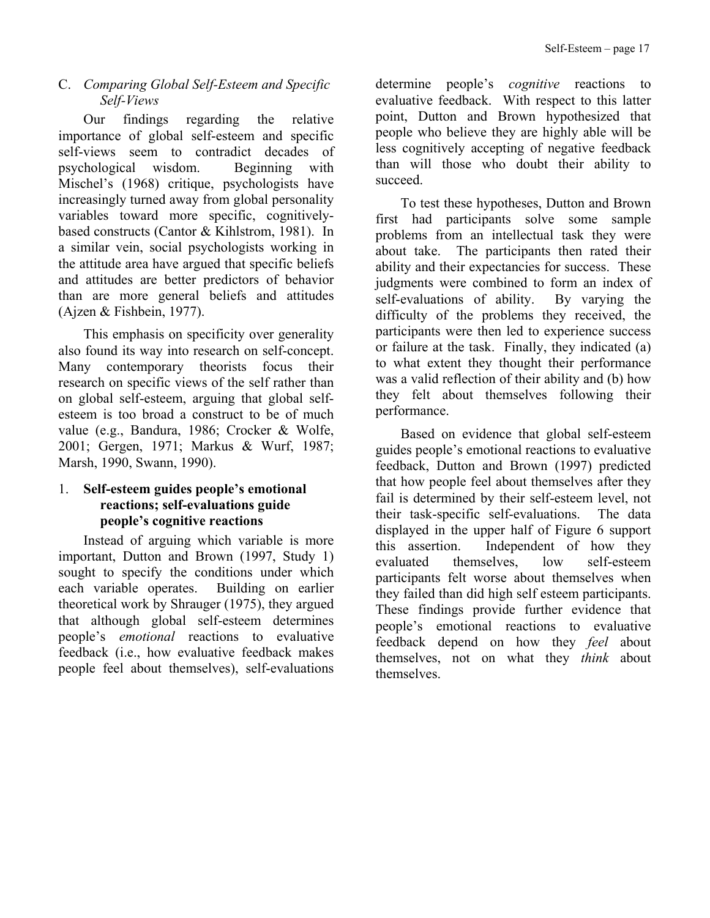### C. *Comparing Global Self-Esteem and Specific Self-Views*

Our findings regarding the relative importance of global self-esteem and specific self-views seem to contradict decades of psychological wisdom. Beginning with Mischel's (1968) critique, psychologists have increasingly turned away from global personality variables toward more specific, cognitively-based constructs (Cantor & Kihlstrom, 1981). In a similar vein, social psychologists working in the attitude area have argued that specific beliefs and attitudes are better predictors of behavior than are more general beliefs and attitudes (Ajzen & Fishbein, 1977).

This emphasis on specificity over generality also found its way into research on self-concept. Many contemporary theorists focus their research on specific views of the self rather than on global self-esteem, arguing that global self-esteem is too broad a construct to be of much value (e.g., Bandura, 1986; Crocker & Wolfe, 2001; Gergen, 1971; Markus & Wurf, 1987; Marsh, 1990, Swann, 1990).

#### 1. **Self-esteem guides people's emotional reactions; self-evaluations guide people's cognitive reactions**

Instead of arguing which variable is more important, Dutton and Brown (1997, Study 1) sought to specify the conditions under which each variable operates. Building on earlier theoretical work by Shrauger (1975), they argued that although global self-esteem determines people's *emotional* reactions to evaluative feedback (i.e., how evaluative feedback makes people feel about themselves), self-evaluations determine people's *cognitive* reactions to evaluative feedback. With respect to this latter point, Dutton and Brown hypothesized that people who believe they are highly able will be less cognitively accepting of negative feedback than will those who doubt their ability to succeed.

To test these hypotheses, Dutton and Brown first had participants solve some sample problems from an intellectual task they were about take. The participants then rated their ability and their expectancies for success. These judgments were combined to form an index of self-evaluations of ability. By varying the difficulty of the problems they received, the participants were then led to experience success or failure at the task. Finally, they indicated (a) to what extent they thought their performance was a valid reflection of their ability and (b) how they felt about themselves following their performance.

Based on evidence that global self-esteem guides people's emotional reactions to evaluative feedback, Dutton and Brown (1997) predicted that how people feel about themselves after they fail is determined by their self-esteem level, not their task-specific self-evaluations. The data displayed in the upper half of Figure 6 support this assertion. Independent of how they evaluated themselves, low self-esteem participants felt worse about themselves when they failed than did high self esteem participants. These findings provide further evidence that people's emotional reactions to evaluative feedback depend on how they *feel* about themselves, not on what they *think* about themselves.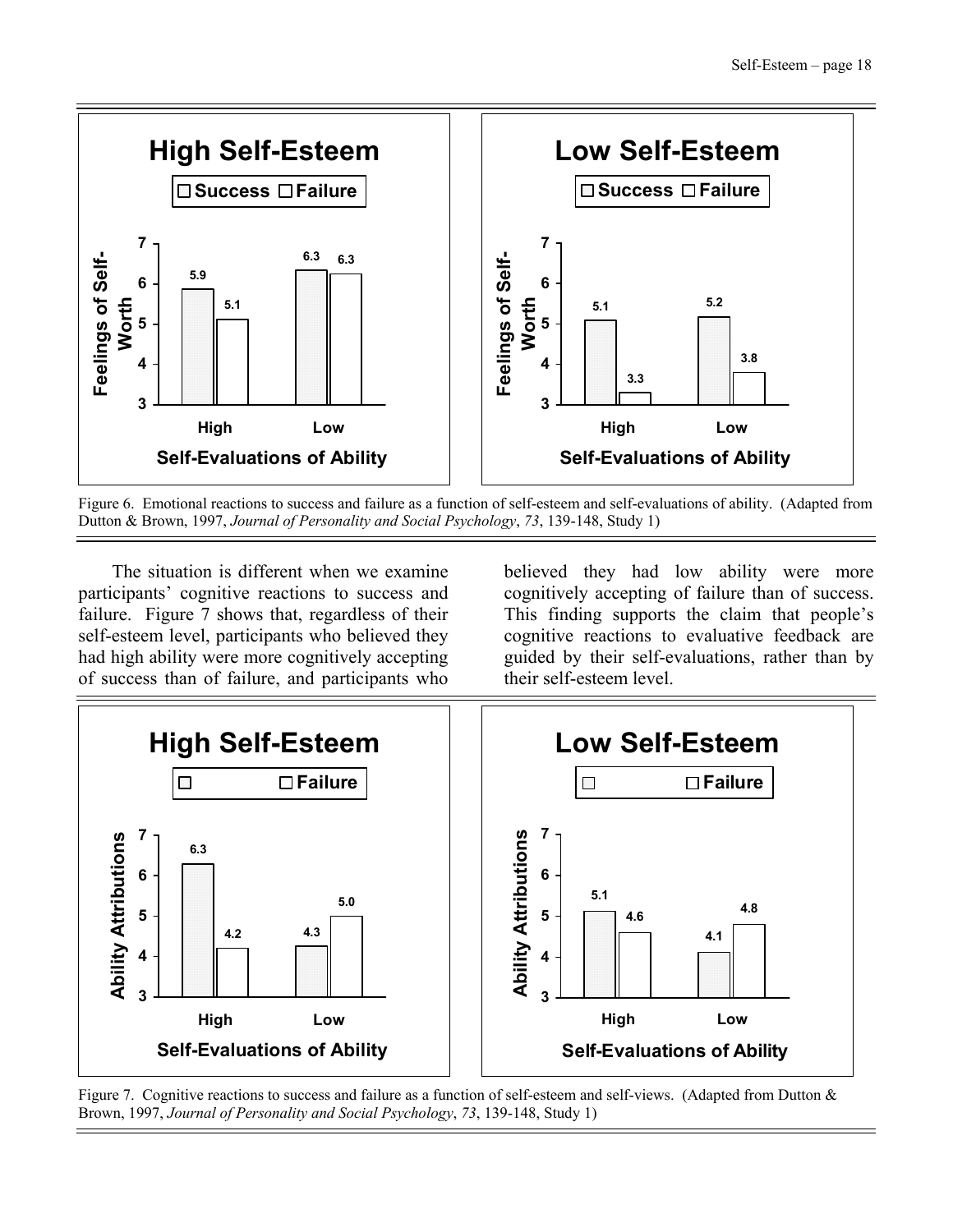Figure 6. Emotional reactions to success and failure as a function of self-esteem and self-evaluations of ability. (Adapted from Dutton & Brown, 1997, *Journal of Personality and Social Psychology*, *73*, 139-148, Study 1)

The situation is different when we examine participants' cognitive reactions to success and failure. Figure 7 shows that, regardless of their self-esteem level, participants who believed they had high ability were more cognitively accepting of success than of failure, and participants who believed they had low ability were more cognitively accepting of failure than of success. This finding supports the claim that people's cognitive reactions to evaluative feedback are guided by their self-evaluations, rather than by their self-esteem level.

Figure 7. Cognitive reactions to success and failure as a function of self-esteem and self-views. (Adapted from Dutton & Brown, 1997, *Journal of Personality and Social Psychology*, *73*, 139-148, Study 1)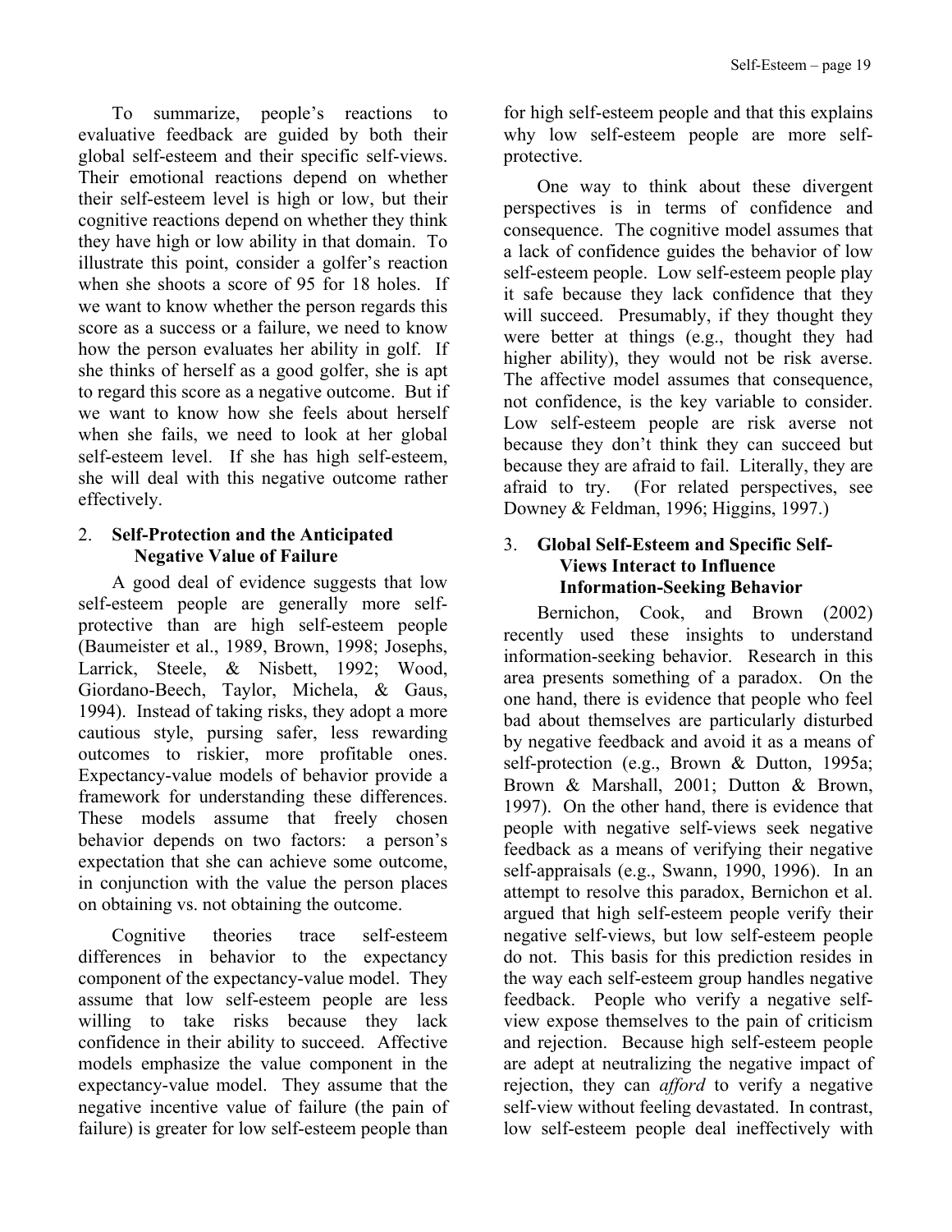To summarize, people's reactions to evaluative feedback are guided by both their global self-esteem and their specific self-views. Their emotional reactions depend on whether their self-esteem level is high or low, but their cognitive reactions depend on whether they think they have high or low ability in that domain. To illustrate this point, consider a golfer's reaction when she shoots a score of 95 for 18 holes. If we want to know whether the person regards this score as a success or a failure, we need to know how the person evaluates her ability in golf. If she thinks of herself as a good golfer, she is apt to regard this score as a negative outcome. But if we want to know how she feels about herself when she fails, we need to look at her global self-esteem level. If she has high self-esteem, she will deal with this negative outcome rather effectively.

## 2. Self-Protection and the Anticipated Negative Value of Failure

A good deal of evidence suggests that low self-esteem people are generally more self-protective than are high self-esteem people (Baumeister et al., 1989, Brown, 1998; Josephs, Larrick, Steele, & Nisbett, 1992; Wood, Giordano-Beech, Taylor, Michela, & Gaus, 1994). Instead of taking risks, they adopt a more cautious style, pursing safer, less rewarding outcomes to riskier, more profitable ones. Expectancy-value models of behavior provide a framework for understanding these differences. These models assume that freely chosen behavior depends on two factors: a person's expectation that she can achieve some outcome, in conjunction with the value the person places on obtaining vs. not obtaining the outcome.

Cognitive theories trace self-esteem differences in behavior to the expectancy component of the expectancy-value model. They assume that low self-esteem people are less willing to take risks because they lack confidence in their ability to succeed. Affective models emphasize the value component in the expectancy-value model. They assume that the negative incentive value of failure (the pain of failure) is greater for low self-esteem people than for high self-esteem people and that this explains why low self-esteem people are more self-protective.

One way to think about these divergent perspectives is in terms of confidence and consequence. The cognitive model assumes that a lack of confidence guides the behavior of low self-esteem people. Low self-esteem people play it safe because they lack confidence that they will succeed. Presumably, if they thought they were better at things (e.g., thought they had higher ability), they would not be risk averse. The affective model assumes that consequence, not confidence, is the key variable to consider. Low self-esteem people are risk averse not because they don't think they can succeed but because they are afraid to fail. Literally, they are afraid to try. (For related perspectives, see Downey & Feldman, 1996; Higgins, 1997.)

## 3. Global Self-Esteem and Specific Self-Views Interact to Influence Information-Seeking Behavior

Bernichon, Cook, and Brown (2002) recently used these insights to understand information-seeking behavior. Research in this area presents something of a paradox. On the one hand, there is evidence that people who feel bad about themselves are particularly disturbed by negative feedback and avoid it as a means of self-protection (e.g., Brown & Dutton, 1995a; Brown & Marshall, 2001; Dutton & Brown, 1997). On the other hand, there is evidence that people with negative self-views seek negative feedback as a means of verifying their negative self-appraisals (e.g., Swann, 1990, 1996). In an attempt to resolve this paradox, Bernichon et al. argued that high self-esteem people verify their negative self-views, but low self-esteem people do not. This basis for this prediction resides in the way each self-esteem group handles negative feedback. People who verify a negative self-view expose themselves to the pain of criticism and rejection. Because high self-esteem people are adept at neutralizing the negative impact of rejection, they can *afford* to verify a negative self-view without feeling devastated. In contrast, low self-esteem people deal ineffectively with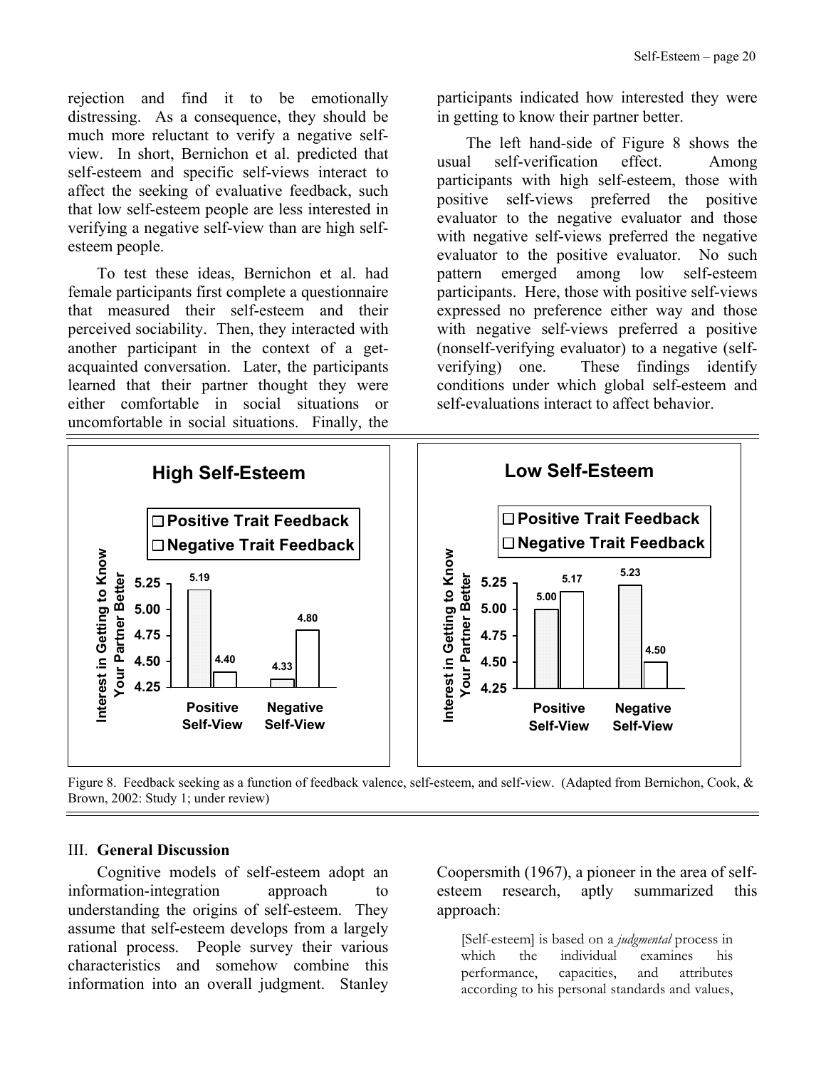rejection and find it to be emotionally distressing. As a consequence, they should be much more reluctant to verify a negative self-view. In short, Bernichon et al. predicted that self-esteem and specific self-views interact to affect the seeking of evaluative feedback, such that low self-esteem people are less interested in verifying a negative self-view than are high self-esteem people.

To test these ideas, Bernichon et al. had female participants first complete a questionnaire that measured their self-esteem and their perceived sociability. Then, they interacted with another participant in the context of a get-acquainted conversation. Later, the participants learned that their partner thought they were either comfortable in social situations or uncomfortable in social situations. Finally, the participants indicated how interested they were in getting to know their partner better.

The left hand-side of Figure 8 shows the usual self-verification effect. Among participants with high self-esteem, those with positive self-views preferred the positive evaluator to the negative evaluator and those with negative self-views preferred the negative evaluator to the positive evaluator. No such pattern emerged among low self-esteem participants. Here, those with positive self-views expressed no preference either way and those with negative self-views preferred a positive (nonself-verifying evaluator) to a negative (self-verifying) one. These findings identify conditions under which global self-esteem and self-evaluations interact to affect behavior.

**High Self-Esteem** — Interest in Getting to Know Your Partner Better

| | Positive Trait Feedback | Negative Trait Feedback |
|---|---|---|
| Positive Self-View | 5.19 | 4.40 |
| Negative Self-View | 4.33 | 4.80 |

**Low Self-Esteem** — Interest in Getting to Know Your Partner Better

| | Positive Trait Feedback | Negative Trait Feedback |
|---|---|---|
| Positive Self-View | 5.00 | 5.17 |
| Negative Self-View | 5.23 | 4.50 |

Figure 8. Feedback seeking as a function of feedback valence, self-esteem, and self-view. (Adapted from Bernichon, Cook, & Brown, 2002: Study 1; under review)

## III. General Discussion

Cognitive models of self-esteem adopt an information-integration approach to understanding the origins of self-esteem. They assume that self-esteem develops from a largely rational process. People survey their various characteristics and somehow combine this information into an overall judgment. Stanley Coopersmith (1967), a pioneer in the area of self-esteem research, aptly summarized this approach:

> [Self-esteem] is based on a *judgmental* process in which the individual examines his performance, capacities, and attributes according to his personal standards and values,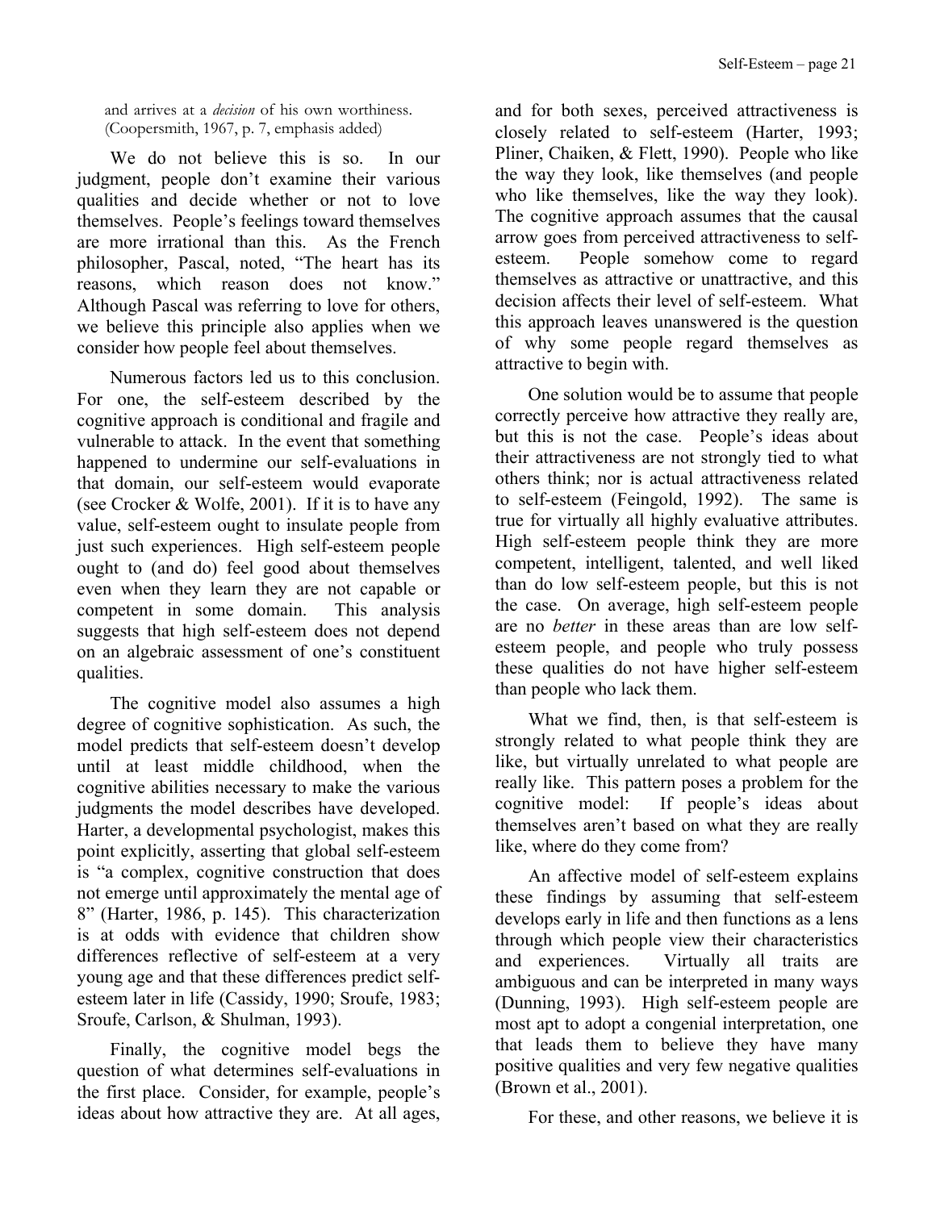and arrives at a *decision* of his own worthiness. (Coopersmith, 1967, p. 7, emphasis added)

We do not believe this is so. In our judgment, people don't examine their various qualities and decide whether or not to love themselves. People's feelings toward themselves are more irrational than this. As the French philosopher, Pascal, noted, "The heart has its reasons, which reason does not know." Although Pascal was referring to love for others, we believe this principle also applies when we consider how people feel about themselves.

Numerous factors led us to this conclusion. For one, the self-esteem described by the cognitive approach is conditional and fragile and vulnerable to attack. In the event that something happened to undermine our self-evaluations in that domain, our self-esteem would evaporate (see Crocker & Wolfe, 2001). If it is to have any value, self-esteem ought to insulate people from just such experiences. High self-esteem people ought to (and do) feel good about themselves even when they learn they are not capable or competent in some domain. This analysis suggests that high self-esteem does not depend on an algebraic assessment of one's constituent qualities.

The cognitive model also assumes a high degree of cognitive sophistication. As such, the model predicts that self-esteem doesn't develop until at least middle childhood, when the cognitive abilities necessary to make the various judgments the model describes have developed. Harter, a developmental psychologist, makes this point explicitly, asserting that global self-esteem is "a complex, cognitive construction that does not emerge until approximately the mental age of 8" (Harter, 1986, p. 145). This characterization is at odds with evidence that children show differences reflective of self-esteem at a very young age and that these differences predict self-esteem later in life (Cassidy, 1990; Sroufe, 1983; Sroufe, Carlson, & Shulman, 1993).

Finally, the cognitive model begs the question of what determines self-evaluations in the first place. Consider, for example, people's ideas about how attractive they are. At all ages, and for both sexes, perceived attractiveness is closely related to self-esteem (Harter, 1993; Pliner, Chaiken, & Flett, 1990). People who like the way they look, like themselves (and people who like themselves, like the way they look). The cognitive approach assumes that the causal arrow goes from perceived attractiveness to self-esteem. People somehow come to regard themselves as attractive or unattractive, and this decision affects their level of self-esteem. What this approach leaves unanswered is the question of why some people regard themselves as attractive to begin with.

One solution would be to assume that people correctly perceive how attractive they really are, but this is not the case. People's ideas about their attractiveness are not strongly tied to what others think; nor is actual attractiveness related to self-esteem (Feingold, 1992). The same is true for virtually all highly evaluative attributes. High self-esteem people think they are more competent, intelligent, talented, and well liked than do low self-esteem people, but this is not the case. On average, high self-esteem people are no *better* in these areas than are low self-esteem people, and people who truly possess these qualities do not have higher self-esteem than people who lack them.

What we find, then, is that self-esteem is strongly related to what people think they are like, but virtually unrelated to what people are really like. This pattern poses a problem for the cognitive model: If people's ideas about themselves aren't based on what they are really like, where do they come from?

An affective model of self-esteem explains these findings by assuming that self-esteem develops early in life and then functions as a lens through which people view their characteristics and experiences. Virtually all traits are ambiguous and can be interpreted in many ways (Dunning, 1993). High self-esteem people are most apt to adopt a congenial interpretation, one that leads them to believe they have many positive qualities and very few negative qualities (Brown et al., 2001).

For these, and other reasons, we believe it is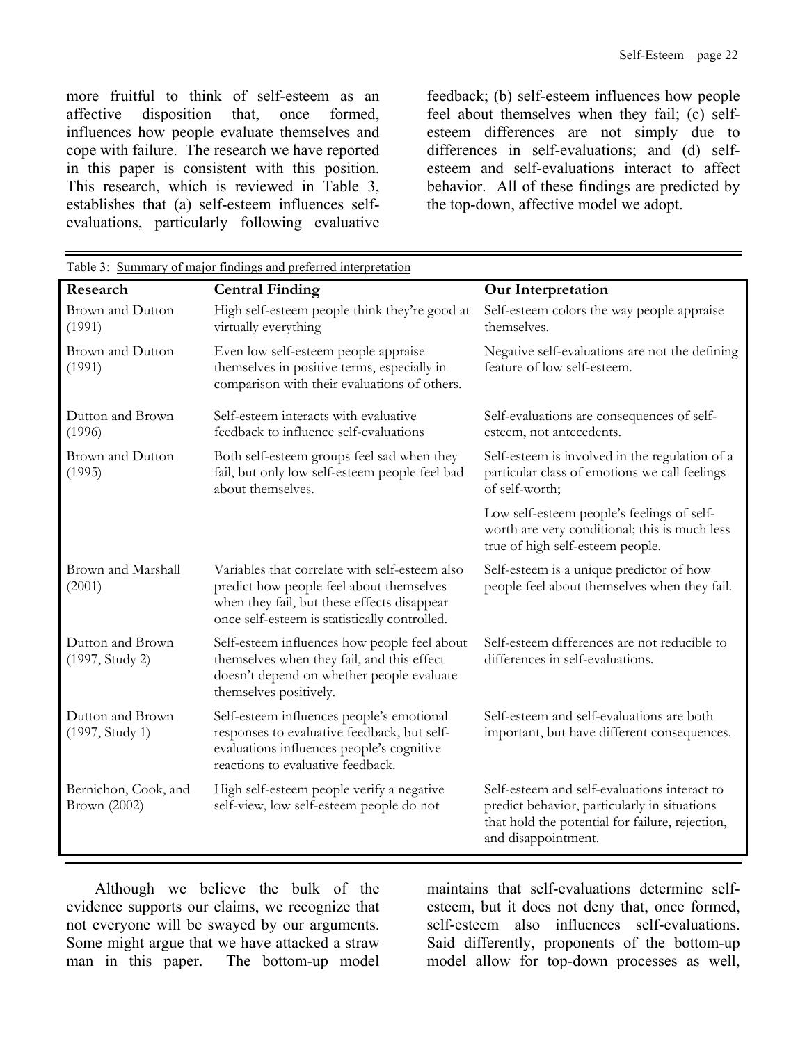more fruitful to think of self-esteem as an affective disposition that, once formed, influences how people evaluate themselves and cope with failure. The research we have reported in this paper is consistent with this position. This research, which is reviewed in Table 3, establishes that (a) self-esteem influences self-evaluations, particularly following evaluative feedback; (b) self-esteem influences how people feel about themselves when they fail; (c) self-esteem differences are not simply due to differences in self-evaluations; and (d) self-esteem and self-evaluations interact to affect behavior. All of these findings are predicted by the top-down, affective model we adopt.

Table 3: Summary of major findings and preferred interpretation

| Research | Central Finding | Our Interpretation |
|---|---|---|
| Brown and Dutton (1991) | High self-esteem people think they're good at virtually everything | Self-esteem colors the way people appraise themselves. |
| Brown and Dutton (1991) | Even low self-esteem people appraise themselves in positive terms, especially in comparison with their evaluations of others. | Negative self-evaluations are not the defining feature of low self-esteem. |
| Dutton and Brown (1996) | Self-esteem interacts with evaluative feedback to influence self-evaluations | Self-evaluations are consequences of self-esteem, not antecedents. |
| Brown and Dutton (1995) | Both self-esteem groups feel sad when they fail, but only low self-esteem people feel bad about themselves. | Self-esteem is involved in the regulation of a particular class of emotions we call feelings of self-worth; |
| | | Low self-esteem people's feelings of self-worth are very conditional; this is much less true of high self-esteem people. |
| Brown and Marshall (2001) | Variables that correlate with self-esteem also predict how people feel about themselves when they fail, but these effects disappear once self-esteem is statistically controlled. | Self-esteem is a unique predictor of how people feel about themselves when they fail. |
| Dutton and Brown (1997, Study 2) | Self-esteem influences how people feel about themselves when they fail, and this effect doesn't depend on whether people evaluate themselves positively. | Self-esteem differences are not reducible to differences in self-evaluations. |
| Dutton and Brown (1997, Study 1) | Self-esteem influences people's emotional responses to evaluative feedback, but self-evaluations influences people's cognitive reactions to evaluative feedback. | Self-esteem and self-evaluations are both important, but have different consequences. |
| Bernichon, Cook, and Brown (2002) | High self-esteem people verify a negative self-view, low self-esteem people do not | Self-esteem and self-evaluations interact to predict behavior, particularly in situations that hold the potential for failure, rejection, and disappointment. |

Although we believe the bulk of the evidence supports our claims, we recognize that not everyone will be swayed by our arguments. Some might argue that we have attacked a straw man in this paper. The bottom-up model maintains that self-evaluations determine self-esteem, but it does not deny that, once formed, self-esteem also influences self-evaluations. Said differently, proponents of the bottom-up model allow for top-down processes as well,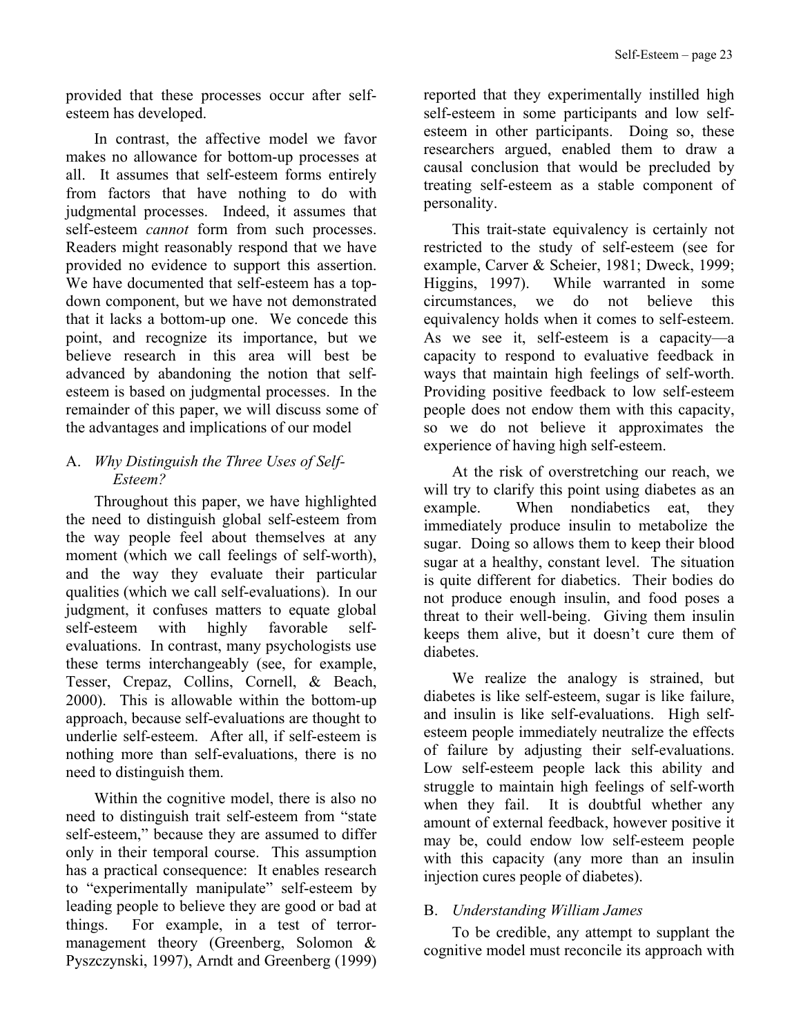provided that these processes occur after self-esteem has developed.

In contrast, the affective model we favor makes no allowance for bottom-up processes at all. It assumes that self-esteem forms entirely from factors that have nothing to do with judgmental processes. Indeed, it assumes that self-esteem *cannot* form from such processes. Readers might reasonably respond that we have provided no evidence to support this assertion. We have documented that self-esteem has a top-down component, but we have not demonstrated that it lacks a bottom-up one. We concede this point, and recognize its importance, but we believe research in this area will best be advanced by abandoning the notion that self-esteem is based on judgmental processes. In the remainder of this paper, we will discuss some of the advantages and implications of our model

### A. *Why Distinguish the Three Uses of Self-Esteem?*

Throughout this paper, we have highlighted the need to distinguish global self-esteem from the way people feel about themselves at any moment (which we call feelings of self-worth), and the way they evaluate their particular qualities (which we call self-evaluations). In our judgment, it confuses matters to equate global self-esteem with highly favorable self-evaluations. In contrast, many psychologists use these terms interchangeably (see, for example, Tesser, Crepaz, Collins, Cornell, & Beach, 2000). This is allowable within the bottom-up approach, because self-evaluations are thought to underlie self-esteem. After all, if self-esteem is nothing more than self-evaluations, there is no need to distinguish them.

Within the cognitive model, there is also no need to distinguish trait self-esteem from "state self-esteem," because they are assumed to differ only in their temporal course. This assumption has a practical consequence: It enables research to "experimentally manipulate" self-esteem by leading people to believe they are good or bad at things. For example, in a test of terror-management theory (Greenberg, Solomon & Pyszczynski, 1997), Arndt and Greenberg (1999) reported that they experimentally instilled high self-esteem in some participants and low self-esteem in other participants. Doing so, these researchers argued, enabled them to draw a causal conclusion that would be precluded by treating self-esteem as a stable component of personality.

This trait-state equivalency is certainly not restricted to the study of self-esteem (see for example, Carver & Scheier, 1981; Dweck, 1999; Higgins, 1997). While warranted in some circumstances, we do not believe this equivalency holds when it comes to self-esteem. As we see it, self-esteem is a capacity—a capacity to respond to evaluative feedback in ways that maintain high feelings of self-worth. Providing positive feedback to low self-esteem people does not endow them with this capacity, so we do not believe it approximates the experience of having high self-esteem.

At the risk of overstretching our reach, we will try to clarify this point using diabetes as an example. When nondiabetics eat, they immediately produce insulin to metabolize the sugar. Doing so allows them to keep their blood sugar at a healthy, constant level. The situation is quite different for diabetics. Their bodies do not produce enough insulin, and food poses a threat to their well-being. Giving them insulin keeps them alive, but it doesn't cure them of diabetes.

We realize the analogy is strained, but diabetes is like self-esteem, sugar is like failure, and insulin is like self-evaluations. High self-esteem people immediately neutralize the effects of failure by adjusting their self-evaluations. Low self-esteem people lack this ability and struggle to maintain high feelings of self-worth when they fail. It is doubtful whether any amount of external feedback, however positive it may be, could endow low self-esteem people with this capacity (any more than an insulin injection cures people of diabetes).

### B. *Understanding William James*

To be credible, any attempt to supplant the cognitive model must reconcile its approach with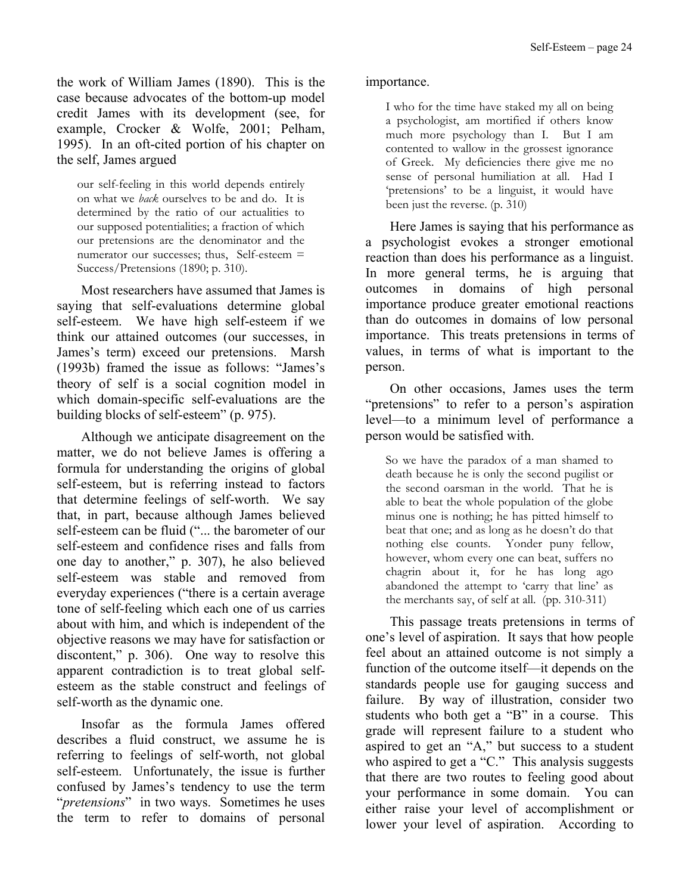the work of William James (1890). This is the case because advocates of the bottom-up model credit James with its development (see, for example, Crocker & Wolfe, 2001; Pelham, 1995). In an oft-cited portion of his chapter on the self, James argued

> our self-feeling in this world depends entirely on what we *back* ourselves to be and do. It is determined by the ratio of our actualities to our supposed potentialities; a fraction of which our pretensions are the denominator and the numerator our successes; thus, Self-esteem = Success/Pretensions (1890; p. 310).

Most researchers have assumed that James is saying that self-evaluations determine global self-esteem. We have high self-esteem if we think our attained outcomes (our successes, in James's term) exceed our pretensions. Marsh (1993b) framed the issue as follows: "James's theory of self is a social cognition model in which domain-specific self-evaluations are the building blocks of self-esteem" (p. 975).

Although we anticipate disagreement on the matter, we do not believe James is offering a formula for understanding the origins of global self-esteem, but is referring instead to factors that determine feelings of self-worth. We say that, in part, because although James believed self-esteem can be fluid ("... the barometer of our self-esteem and confidence rises and falls from one day to another," p. 307), he also believed self-esteem was stable and removed from everyday experiences ("there is a certain average tone of self-feeling which each one of us carries about with him, and which is independent of the objective reasons we may have for satisfaction or discontent," p. 306). One way to resolve this apparent contradiction is to treat global self-esteem as the stable construct and feelings of self-worth as the dynamic one.

Insofar as the formula James offered describes a fluid construct, we assume he is referring to feelings of self-worth, not global self-esteem. Unfortunately, the issue is further confused by James's tendency to use the term "*pretensions*" in two ways. Sometimes he uses the term to refer to domains of personal importance.

> I who for the time have staked my all on being a psychologist, am mortified if others know much more psychology than I. But I am contented to wallow in the grossest ignorance of Greek. My deficiencies there give me no sense of personal humiliation at all. Had I 'pretensions' to be a linguist, it would have been just the reverse. (p. 310)

Here James is saying that his performance as a psychologist evokes a stronger emotional reaction than does his performance as a linguist. In more general terms, he is arguing that outcomes in domains of high personal importance produce greater emotional reactions than do outcomes in domains of low personal importance. This treats pretensions in terms of values, in terms of what is important to the person.

On other occasions, James uses the term "pretensions" to refer to a person's aspiration level—to a minimum level of performance a person would be satisfied with.

> So we have the paradox of a man shamed to death because he is only the second pugilist or the second oarsman in the world. That he is able to beat the whole population of the globe minus one is nothing; he has pitted himself to beat that one; and as long as he doesn't do that nothing else counts. Yonder puny fellow, however, whom every one can beat, suffers no chagrin about it, for he has long ago abandoned the attempt to 'carry that line' as the merchants say, of self at all. (pp. 310-311)

This passage treats pretensions in terms of one's level of aspiration. It says that how people feel about an attained outcome is not simply a function of the outcome itself—it depends on the standards people use for gauging success and failure. By way of illustration, consider two students who both get a "B" in a course. This grade will represent failure to a student who aspired to get an "A," but success to a student who aspired to get a "C." This analysis suggests that there are two routes to feeling good about your performance in some domain. You can either raise your level of accomplishment or lower your level of aspiration. According to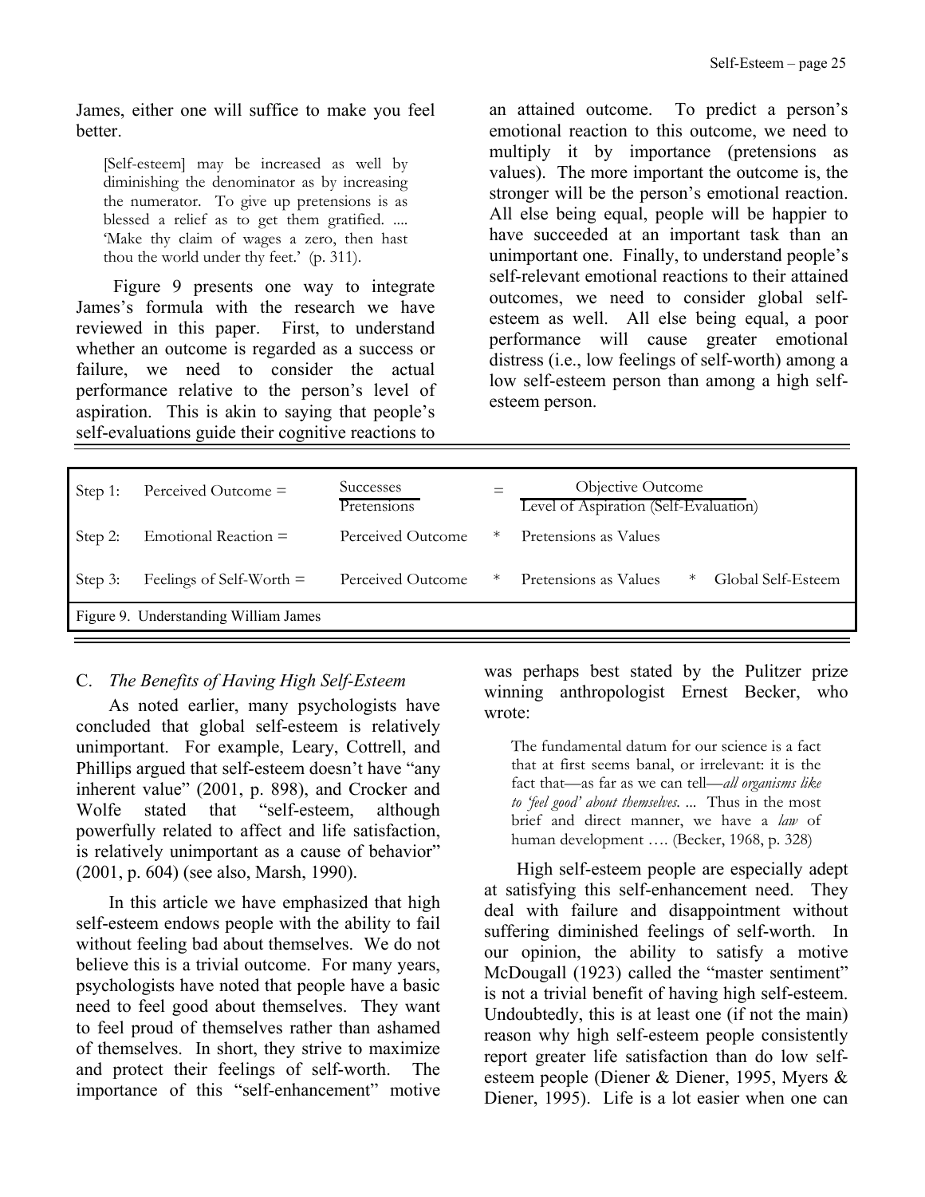James, either one will suffice to make you feel better.

> [Self-esteem] may be increased as well by diminishing the denominator as by increasing the numerator. To give up pretensions is as blessed a relief as to get them gratified. .... 'Make thy claim of wages a zero, then hast thou the world under thy feet.' (p. 311).

Figure 9 presents one way to integrate James's formula with the research we have reviewed in this paper. First, to understand whether an outcome is regarded as a success or failure, we need to consider the actual performance relative to the person's level of aspiration. This is akin to saying that people's self-evaluations guide their cognitive reactions to an attained outcome. To predict a person's emotional reaction to this outcome, we need to multiply it by importance (pretensions as values). The more important the outcome is, the stronger will be the person's emotional reaction. All else being equal, people will be happier to have succeeded at an important task than an unimportant one. Finally, to understand people's self-relevant emotional reactions to their attained outcomes, we need to consider global self-esteem as well. All else being equal, a poor performance will cause greater emotional distress (i.e., low feelings of self-worth) among a low self-esteem person than among a high self-esteem person.

| | | | | | | |
|---|---|---|---|---|---|---|
| Step 1: | Perceived Outcome = | $\frac{\text{Successes}}{\text{Pretensions}}$ | = | $\frac{\text{Objective Outcome}}{\text{Level of Aspiration (Self-Evaluation)}}$ | | |
| Step 2: | Emotional Reaction = | Perceived Outcome | * | Pretensions as Values | | |
| Step 3: | Feelings of Self-Worth = | Perceived Outcome | * | Pretensions as Values | * | Global Self-Esteem |

Figure 9. Understanding William James

## C. *The Benefits of Having High Self-Esteem*

As noted earlier, many psychologists have concluded that global self-esteem is relatively unimportant. For example, Leary, Cottrell, and Phillips argued that self-esteem doesn't have "any inherent value" (2001, p. 898), and Crocker and Wolfe stated that "self-esteem, although powerfully related to affect and life satisfaction, is relatively unimportant as a cause of behavior" (2001, p. 604) (see also, Marsh, 1990).

In this article we have emphasized that high self-esteem endows people with the ability to fail without feeling bad about themselves. We do not believe this is a trivial outcome. For many years, psychologists have noted that people have a basic need to feel good about themselves. They want to feel proud of themselves rather than ashamed of themselves. In short, they strive to maximize and protect their feelings of self-worth. The importance of this "self-enhancement" motive was perhaps best stated by the Pulitzer prize winning anthropologist Ernest Becker, who wrote:

> The fundamental datum for our science is a fact that at first seems banal, or irrelevant: it is the fact that—as far as we can tell—*all organisms like to 'feel good' about themselves*. ... Thus in the most brief and direct manner, we have a *law* of human development …. (Becker, 1968, p. 328)

High self-esteem people are especially adept at satisfying this self-enhancement need. They deal with failure and disappointment without suffering diminished feelings of self-worth. In our opinion, the ability to satisfy a motive McDougall (1923) called the "master sentiment" is not a trivial benefit of having high self-esteem. Undoubtedly, this is at least one (if not the main) reason why high self-esteem people consistently report greater life satisfaction than do low self-esteem people (Diener & Diener, 1995, Myers & Diener, 1995). Life is a lot easier when one can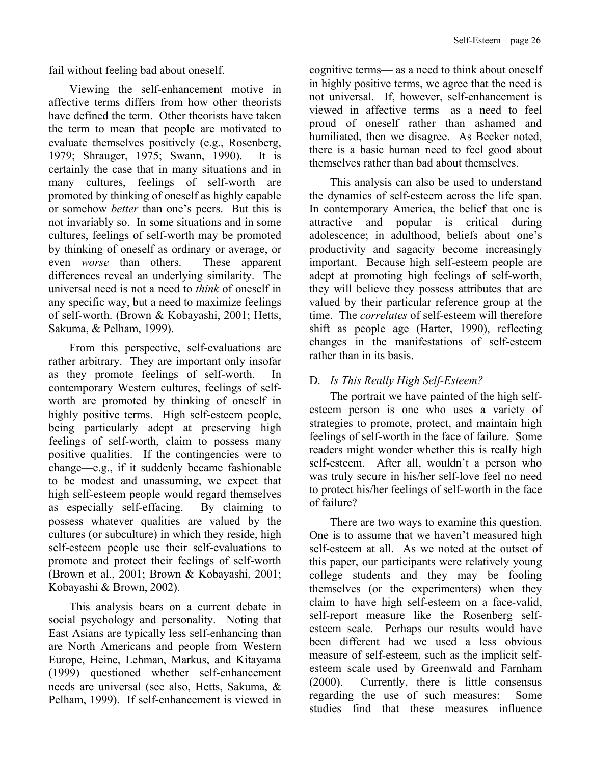fail without feeling bad about oneself.

Viewing the self-enhancement motive in affective terms differs from how other theorists have defined the term. Other theorists have taken the term to mean that people are motivated to evaluate themselves positively (e.g., Rosenberg, 1979; Shrauger, 1975; Swann, 1990). It is certainly the case that in many situations and in many cultures, feelings of self-worth are promoted by thinking of oneself as highly capable or somehow *better* than one's peers. But this is not invariably so. In some situations and in some cultures, feelings of self-worth may be promoted by thinking of oneself as ordinary or average, or even *worse* than others. These apparent differences reveal an underlying similarity. The universal need is not a need to *think* of oneself in any specific way, but a need to maximize feelings of self-worth. (Brown & Kobayashi, 2001; Hetts, Sakuma, & Pelham, 1999).

From this perspective, self-evaluations are rather arbitrary. They are important only insofar as they promote feelings of self-worth. In contemporary Western cultures, feelings of self-worth are promoted by thinking of oneself in highly positive terms. High self-esteem people, being particularly adept at preserving high feelings of self-worth, claim to possess many positive qualities. If the contingencies were to change—e.g., if it suddenly became fashionable to be modest and unassuming, we expect that high self-esteem people would regard themselves as especially self-effacing. By claiming to possess whatever qualities are valued by the cultures (or subculture) in which they reside, high self-esteem people use their self-evaluations to promote and protect their feelings of self-worth (Brown et al., 2001; Brown & Kobayashi, 2001; Kobayashi & Brown, 2002).

This analysis bears on a current debate in social psychology and personality. Noting that East Asians are typically less self-enhancing than are North Americans and people from Western Europe, Heine, Lehman, Markus, and Kitayama (1999) questioned whether self-enhancement needs are universal (see also, Hetts, Sakuma, & Pelham, 1999). If self-enhancement is viewed in cognitive terms— as a need to think about oneself in highly positive terms, we agree that the need is not universal. If, however, self-enhancement is viewed in affective terms—as a need to feel proud of oneself rather than ashamed and humiliated, then we disagree. As Becker noted, there is a basic human need to feel good about themselves rather than bad about themselves.

This analysis can also be used to understand the dynamics of self-esteem across the life span. In contemporary America, the belief that one is attractive and popular is critical during adolescence; in adulthood, beliefs about one's productivity and sagacity become increasingly important. Because high self-esteem people are adept at promoting high feelings of self-worth, they will believe they possess attributes that are valued by their particular reference group at the time. The *correlates* of self-esteem will therefore shift as people age (Harter, 1990), reflecting changes in the manifestations of self-esteem rather than in its basis.

### D. *Is This Really High Self-Esteem?*

The portrait we have painted of the high self-esteem person is one who uses a variety of strategies to promote, protect, and maintain high feelings of self-worth in the face of failure. Some readers might wonder whether this is really high self-esteem. After all, wouldn't a person who was truly secure in his/her self-love feel no need to protect his/her feelings of self-worth in the face of failure?

There are two ways to examine this question. One is to assume that we haven't measured high self-esteem at all. As we noted at the outset of this paper, our participants were relatively young college students and they may be fooling themselves (or the experimenters) when they claim to have high self-esteem on a face-valid, self-report measure like the Rosenberg self-esteem scale. Perhaps our results would have been different had we used a less obvious measure of self-esteem, such as the implicit self-esteem scale used by Greenwald and Farnham (2000). Currently, there is little consensus regarding the use of such measures: Some studies find that these measures influence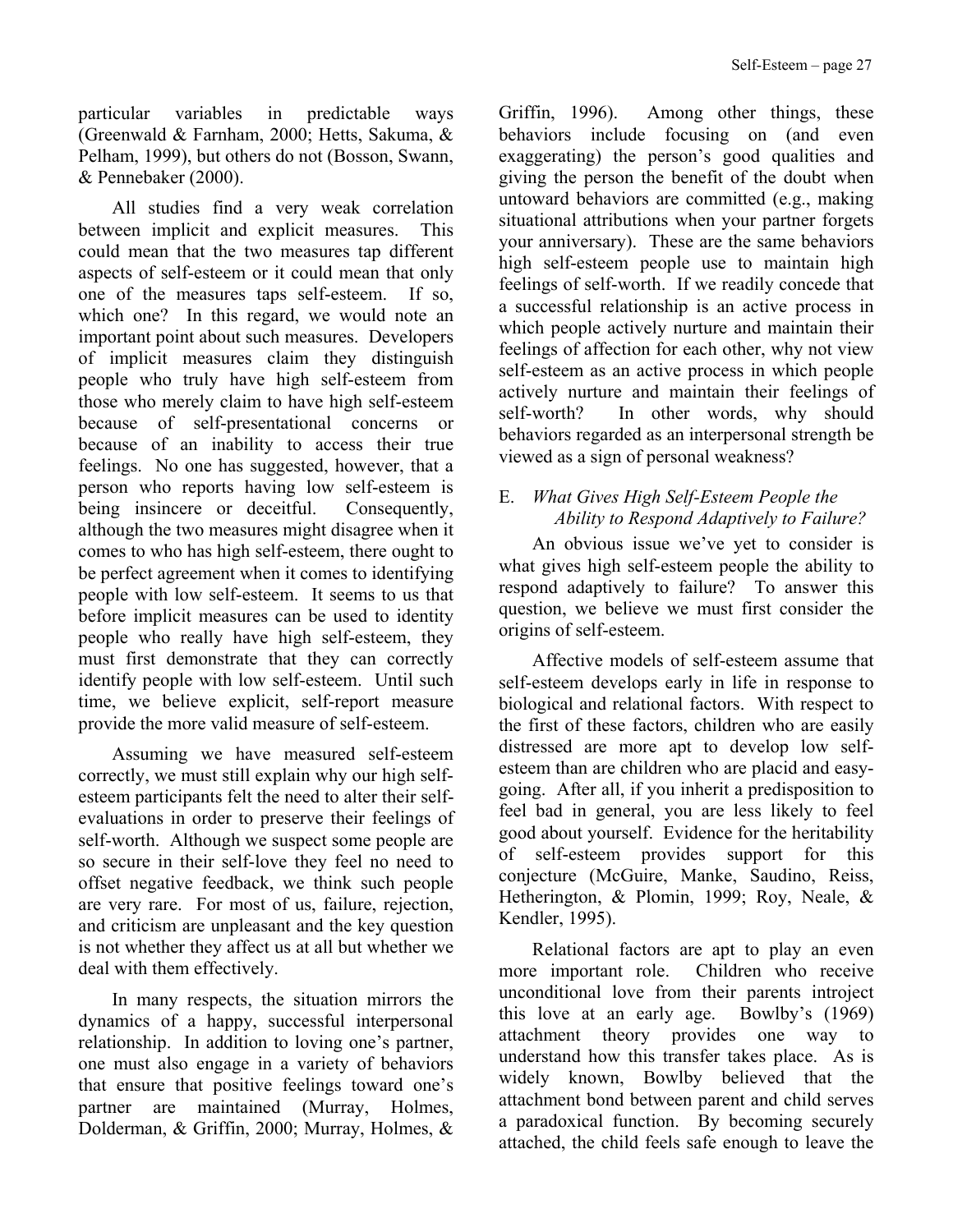particular variables in predictable ways (Greenwald & Farnham, 2000; Hetts, Sakuma, & Pelham, 1999), but others do not (Bosson, Swann, & Pennebaker (2000).

All studies find a very weak correlation between implicit and explicit measures. This could mean that the two measures tap different aspects of self-esteem or it could mean that only one of the measures taps self-esteem. If so, which one? In this regard, we would note an important point about such measures. Developers of implicit measures claim they distinguish people who truly have high self-esteem from those who merely claim to have high self-esteem because of self-presentational concerns or because of an inability to access their true feelings. No one has suggested, however, that a person who reports having low self-esteem is being insincere or deceitful. Consequently, although the two measures might disagree when it comes to who has high self-esteem, there ought to be perfect agreement when it comes to identifying people with low self-esteem. It seems to us that before implicit measures can be used to identity people who really have high self-esteem, they must first demonstrate that they can correctly identify people with low self-esteem. Until such time, we believe explicit, self-report measure provide the more valid measure of self-esteem.

Assuming we have measured self-esteem correctly, we must still explain why our high self-esteem participants felt the need to alter their self-evaluations in order to preserve their feelings of self-worth. Although we suspect some people are so secure in their self-love they feel no need to offset negative feedback, we think such people are very rare. For most of us, failure, rejection, and criticism are unpleasant and the key question is not whether they affect us at all but whether we deal with them effectively.

In many respects, the situation mirrors the dynamics of a happy, successful interpersonal relationship. In addition to loving one's partner, one must also engage in a variety of behaviors that ensure that positive feelings toward one's partner are maintained (Murray, Holmes, Dolderman, & Griffin, 2000; Murray, Holmes, & Griffin, 1996). Among other things, these behaviors include focusing on (and even exaggerating) the person's good qualities and giving the person the benefit of the doubt when untoward behaviors are committed (e.g., making situational attributions when your partner forgets your anniversary). These are the same behaviors high self-esteem people use to maintain high feelings of self-worth. If we readily concede that a successful relationship is an active process in which people actively nurture and maintain their feelings of affection for each other, why not view self-esteem as an active process in which people actively nurture and maintain their feelings of self-worth? In other words, why should behaviors regarded as an interpersonal strength be viewed as a sign of personal weakness?

### E. *What Gives High Self-Esteem People the Ability to Respond Adaptively to Failure?*

An obvious issue we've yet to consider is what gives high self-esteem people the ability to respond adaptively to failure? To answer this question, we believe we must first consider the origins of self-esteem.

Affective models of self-esteem assume that self-esteem develops early in life in response to biological and relational factors. With respect to the first of these factors, children who are easily distressed are more apt to develop low self-esteem than are children who are placid and easy-going. After all, if you inherit a predisposition to feel bad in general, you are less likely to feel good about yourself. Evidence for the heritability of self-esteem provides support for this conjecture (McGuire, Manke, Saudino, Reiss, Hetherington, & Plomin, 1999; Roy, Neale, & Kendler, 1995).

Relational factors are apt to play an even more important role. Children who receive unconditional love from their parents introject this love at an early age. Bowlby's (1969) attachment theory provides one way to understand how this transfer takes place. As is widely known, Bowlby believed that the attachment bond between parent and child serves a paradoxical function. By becoming securely attached, the child feels safe enough to leave the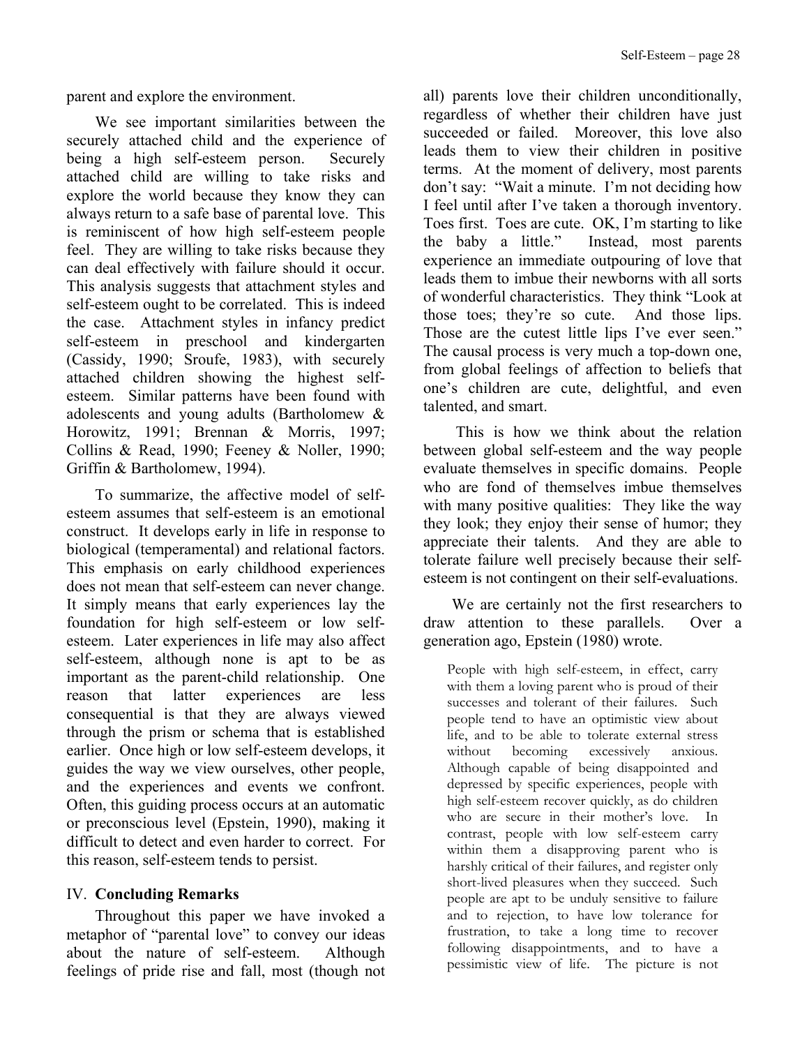parent and explore the environment.

We see important similarities between the securely attached child and the experience of being a high self-esteem person. Securely attached child are willing to take risks and explore the world because they know they can always return to a safe base of parental love. This is reminiscent of how high self-esteem people feel. They are willing to take risks because they can deal effectively with failure should it occur. This analysis suggests that attachment styles and self-esteem ought to be correlated. This is indeed the case. Attachment styles in infancy predict self-esteem in preschool and kindergarten (Cassidy, 1990; Sroufe, 1983), with securely attached children showing the highest self-esteem. Similar patterns have been found with adolescents and young adults (Bartholomew & Horowitz, 1991; Brennan & Morris, 1997; Collins & Read, 1990; Feeney & Noller, 1990; Griffin & Bartholomew, 1994).

To summarize, the affective model of self-esteem assumes that self-esteem is an emotional construct. It develops early in life in response to biological (temperamental) and relational factors. This emphasis on early childhood experiences does not mean that self-esteem can never change. It simply means that early experiences lay the foundation for high self-esteem or low self-esteem. Later experiences in life may also affect self-esteem, although none is apt to be as important as the parent-child relationship. One reason that latter experiences are less consequential is that they are always viewed through the prism or schema that is established earlier. Once high or low self-esteem develops, it guides the way we view ourselves, other people, and the experiences and events we confront. Often, this guiding process occurs at an automatic or preconscious level (Epstein, 1990), making it difficult to detect and even harder to correct. For this reason, self-esteem tends to persist.

## IV. **Concluding Remarks**

Throughout this paper we have invoked a metaphor of "parental love" to convey our ideas about the nature of self-esteem. Although feelings of pride rise and fall, most (though not all) parents love their children unconditionally, regardless of whether their children have just succeeded or failed. Moreover, this love also leads them to view their children in positive terms. At the moment of delivery, most parents don't say: "Wait a minute. I'm not deciding how I feel until after I've taken a thorough inventory. Toes first. Toes are cute. OK, I'm starting to like the baby a little." Instead, most parents experience an immediate outpouring of love that leads them to imbue their newborns with all sorts of wonderful characteristics. They think "Look at those toes; they're so cute. And those lips. Those are the cutest little lips I've ever seen." The causal process is very much a top-down one, from global feelings of affection to beliefs that one's children are cute, delightful, and even talented, and smart.

This is how we think about the relation between global self-esteem and the way people evaluate themselves in specific domains. People who are fond of themselves imbue themselves with many positive qualities: They like the way they look; they enjoy their sense of humor; they appreciate their talents. And they are able to tolerate failure well precisely because their self-esteem is not contingent on their self-evaluations.

We are certainly not the first researchers to draw attention to these parallels. Over a generation ago, Epstein (1980) wrote.

> People with high self-esteem, in effect, carry with them a loving parent who is proud of their successes and tolerant of their failures. Such people tend to have an optimistic view about life, and to be able to tolerate external stress without becoming excessively anxious. Although capable of being disappointed and depressed by specific experiences, people with high self-esteem recover quickly, as do children who are secure in their mother's love. In contrast, people with low self-esteem carry within them a disapproving parent who is harshly critical of their failures, and register only short-lived pleasures when they succeed. Such people are apt to be unduly sensitive to failure and to rejection, to have low tolerance for frustration, to take a long time to recover following disappointments, and to have a pessimistic view of life. The picture is not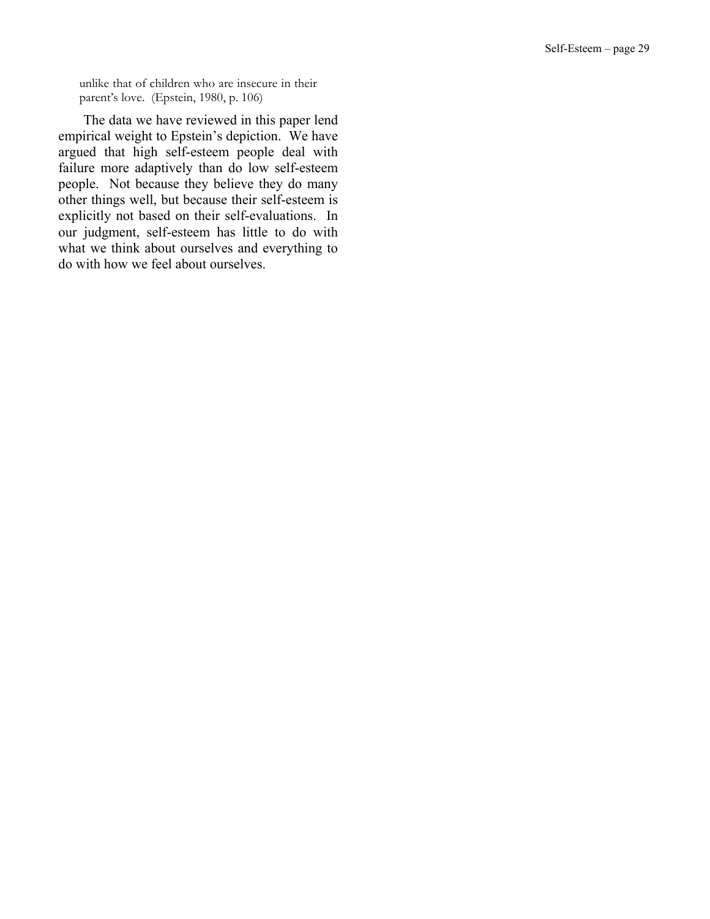> unlike that of children who are insecure in their parent's love. (Epstein, 1980, p. 106)

The data we have reviewed in this paper lend empirical weight to Epstein's depiction. We have argued that high self-esteem people deal with failure more adaptively than do low self-esteem people. Not because they believe they do many other things well, but because their self-esteem is explicitly not based on their self-evaluations. In our judgment, self-esteem has little to do with what we think about ourselves and everything to do with how we feel about ourselves.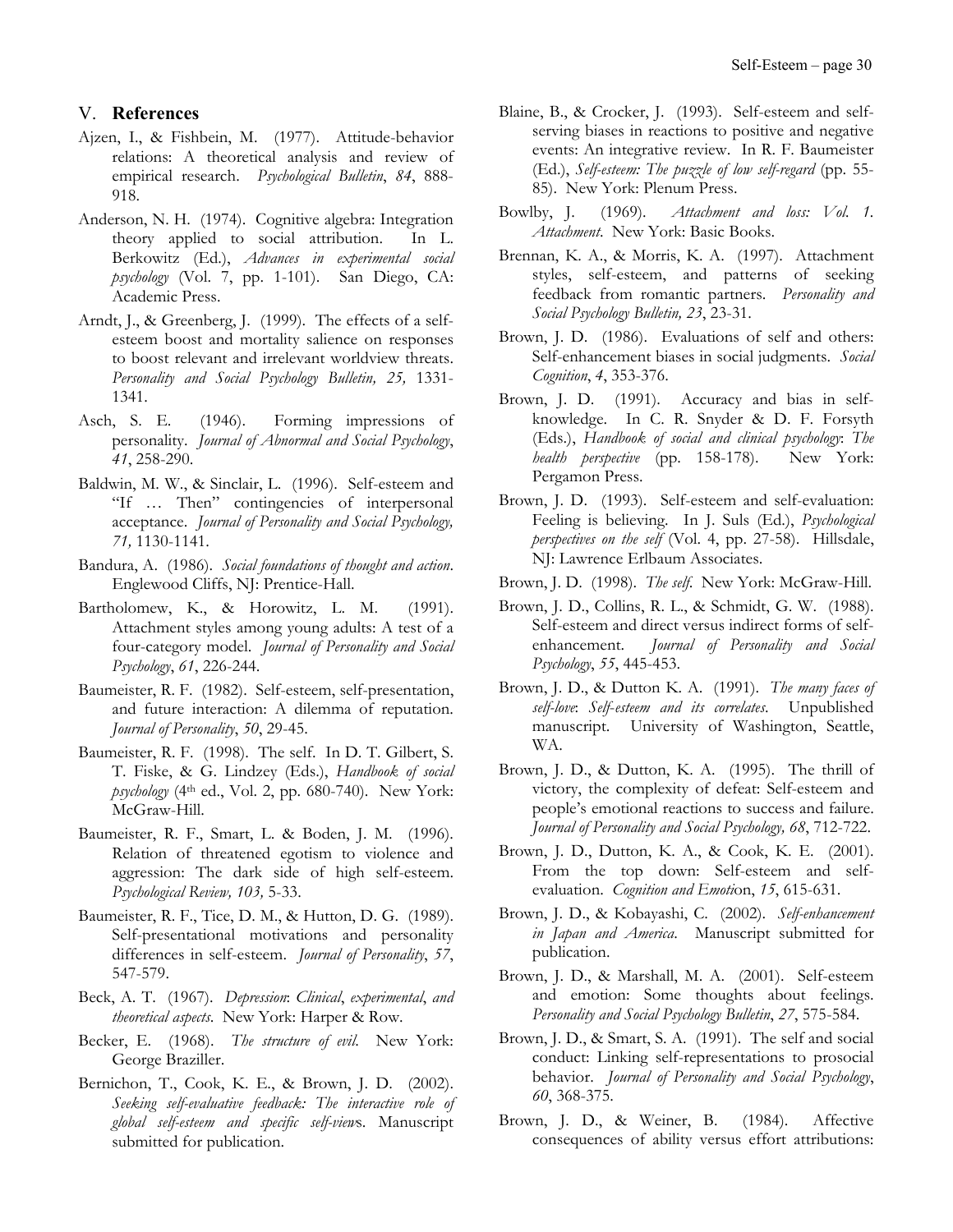## V. **References**

Ajzen, I., & Fishbein, M. (1977). Attitude-behavior relations: A theoretical analysis and review of empirical research. *Psychological Bulletin*, *84*, 888-918.

Anderson, N. H. (1974). Cognitive algebra: Integration theory applied to social attribution. In L. Berkowitz (Ed.), *Advances in experimental social psychology* (Vol. 7, pp. 1-101). San Diego, CA: Academic Press.

Arndt, J., & Greenberg, J. (1999). The effects of a self-esteem boost and mortality salience on responses to boost relevant and irrelevant worldview threats. *Personality and Social Psychology Bulletin, 25,* 1331-1341.

Asch, S. E. (1946). Forming impressions of personality. *Journal of Abnormal and Social Psychology*, *41*, 258-290.

Baldwin, M. W., & Sinclair, L. (1996). Self-esteem and "If … Then" contingencies of interpersonal acceptance. *Journal of Personality and Social Psychology, 71,* 1130-1141.

Bandura, A. (1986). *Social foundations of thought and action*. Englewood Cliffs, NJ: Prentice-Hall.

Bartholomew, K., & Horowitz, L. M. (1991). Attachment styles among young adults: A test of a four-category model. *Journal of Personality and Social Psychology*, *61*, 226-244.

Baumeister, R. F. (1982). Self-esteem, self-presentation, and future interaction: A dilemma of reputation. *Journal of Personality*, *50*, 29-45.

Baumeister, R. F. (1998). The self. In D. T. Gilbert, S. T. Fiske, & G. Lindzey (Eds.), *Handbook of social psychology* (4th ed., Vol. 2, pp. 680-740). New York: McGraw-Hill.

Baumeister, R. F., Smart, L. & Boden, J. M. (1996). Relation of threatened egotism to violence and aggression: The dark side of high self-esteem. *Psychological Review, 103,* 5-33.

Baumeister, R. F., Tice, D. M., & Hutton, D. G. (1989). Self-presentational motivations and personality differences in self-esteem. *Journal of Personality*, *57*, 547-579.

Beck, A. T. (1967). *Depression*: *Clinical*, *experimental*, *and theoretical aspects*. New York: Harper & Row.

Becker, E. (1968). *The structure of evil*. New York: George Braziller.

Bernichon, T., Cook, K. E., & Brown, J. D. (2002). *Seeking self-evaluative feedback: The interactive role of global self-esteem and specific self-views*. Manuscript submitted for publication.

Blaine, B., & Crocker, J. (1993). Self-esteem and self-serving biases in reactions to positive and negative events: An integrative review. In R. F. Baumeister (Ed.), *Self-esteem: The puzzle of low self-regard* (pp. 55-85). New York: Plenum Press.

Bowlby, J. (1969). *Attachment and loss: Vol. 1. Attachment*. New York: Basic Books.

Brennan, K. A., & Morris, K. A. (1997). Attachment styles, self-esteem, and patterns of seeking feedback from romantic partners. *Personality and Social Psychology Bulletin, 23*, 23-31.

Brown, J. D. (1986). Evaluations of self and others: Self-enhancement biases in social judgments. *Social Cognition*, *4*, 353-376.

Brown, J. D. (1991). Accuracy and bias in self-knowledge. In C. R. Snyder & D. F. Forsyth (Eds.), *Handbook of social and clinical psychology*: *The health perspective* (pp. 158-178). New York: Pergamon Press.

Brown, J. D. (1993). Self-esteem and self-evaluation: Feeling is believing. In J. Suls (Ed.), *Psychological perspectives on the self* (Vol. 4, pp. 27-58). Hillsdale, NJ: Lawrence Erlbaum Associates.

Brown, J. D. (1998). *The self*. New York: McGraw-Hill.

Brown, J. D., Collins, R. L., & Schmidt, G. W. (1988). Self-esteem and direct versus indirect forms of self-enhancement. *Journal of Personality and Social Psychology*, *55*, 445-453.

Brown, J. D., & Dutton K. A. (1991). *The many faces of self-love*: *Self-esteem and its correlates*. Unpublished manuscript. University of Washington, Seattle, WA.

Brown, J. D., & Dutton, K. A. (1995). The thrill of victory, the complexity of defeat: Self-esteem and people's emotional reactions to success and failure. *Journal of Personality and Social Psychology, 68*, 712-722.

Brown, J. D., Dutton, K. A., & Cook, K. E. (2001). From the top down: Self-esteem and self-evaluation. *Cognition and Emotion*, *15*, 615-631.

Brown, J. D., & Kobayashi, C. (2002). *Self-enhancement in Japan and America*. Manuscript submitted for publication.

Brown, J. D., & Marshall, M. A. (2001). Self-esteem and emotion: Some thoughts about feelings. *Personality and Social Psychology Bulletin*, *27*, 575-584.

Brown, J. D., & Smart, S. A. (1991). The self and social conduct: Linking self-representations to prosocial behavior. *Journal of Personality and Social Psychology*, *60*, 368-375.

Brown, J. D., & Weiner, B. (1984). Affective consequences of ability versus effort attributions: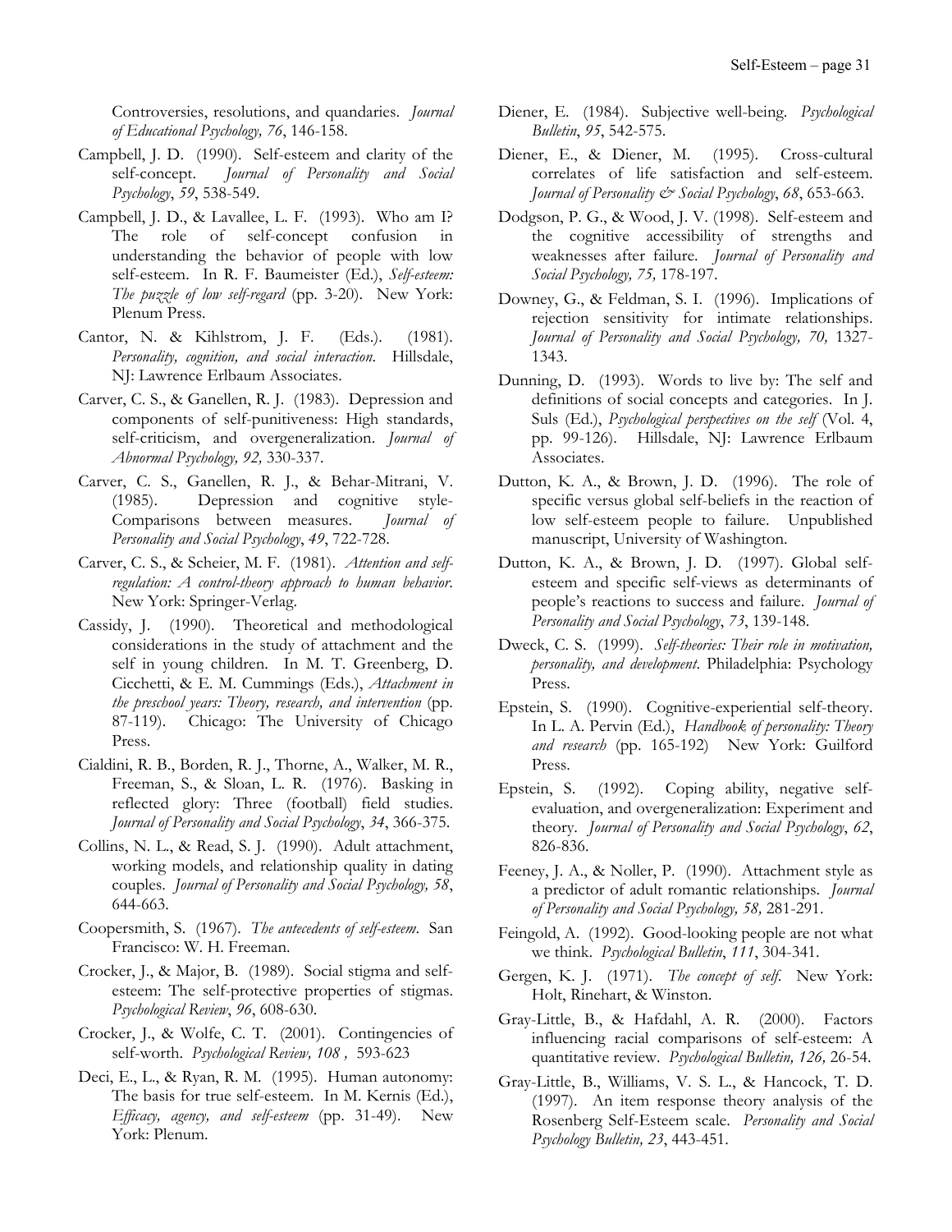Controversies, resolutions, and quandaries. *Journal of Educational Psychology, 76*, 146-158.

Campbell, J. D. (1990). Self-esteem and clarity of the self-concept. *Journal of Personality and Social Psychology*, *59*, 538-549.

Campbell, J. D., & Lavallee, L. F. (1993). Who am I? The role of self-concept confusion in understanding the behavior of people with low self-esteem. In R. F. Baumeister (Ed.), *Self-esteem: The puzzle of low self-regard* (pp. 3-20). New York: Plenum Press.

Cantor, N. & Kihlstrom, J. F. (Eds.). (1981). *Personality, cognition, and social interaction*. Hillsdale, NJ: Lawrence Erlbaum Associates.

Carver, C. S., & Ganellen, R. J. (1983). Depression and components of self-punitiveness: High standards, self-criticism, and overgeneralization. *Journal of Abnormal Psychology, 92,* 330-337.

Carver, C. S., Ganellen, R. J., & Behar-Mitrani, V. (1985). Depression and cognitive style-Comparisons between measures. *Journal of Personality and Social Psychology*, *49*, 722-728.

Carver, C. S., & Scheier, M. F. (1981). *Attention and self-regulation: A control-theory approach to human behavior*. New York: Springer-Verlag.

Cassidy, J. (1990). Theoretical and methodological considerations in the study of attachment and the self in young children. In M. T. Greenberg, D. Cicchetti, & E. M. Cummings (Eds.), *Attachment in the preschool years: Theory, research, and intervention* (pp. 87-119). Chicago: The University of Chicago Press.

Cialdini, R. B., Borden, R. J., Thorne, A., Walker, M. R., Freeman, S., & Sloan, L. R. (1976). Basking in reflected glory: Three (football) field studies. *Journal of Personality and Social Psychology*, *34*, 366-375.

Collins, N. L., & Read, S. J. (1990). Adult attachment, working models, and relationship quality in dating couples. *Journal of Personality and Social Psychology, 58*, 644-663.

Coopersmith, S. (1967). *The antecedents of self-esteem*. San Francisco: W. H. Freeman.

Crocker, J., & Major, B. (1989). Social stigma and self-esteem: The self-protective properties of stigmas. *Psychological Review*, *96*, 608-630.

Crocker, J., & Wolfe, C. T. (2001). Contingencies of self-worth. *Psychological Review, 108 ,* 593-623

Deci, E., L., & Ryan, R. M. (1995). Human autonomy: The basis for true self-esteem. In M. Kernis (Ed.), *Efficacy, agency, and self-esteem* (pp. 31-49). New York: Plenum.

Diener, E. (1984). Subjective well-being. *Psychological Bulletin*, *95*, 542-575.

Diener, E., & Diener, M. (1995). Cross-cultural correlates of life satisfaction and self-esteem. *Journal of Personality & Social Psychology*, *68*, 653-663.

Dodgson, P. G., & Wood, J. V. (1998). Self-esteem and the cognitive accessibility of strengths and weaknesses after failure. *Journal of Personality and Social Psychology, 75,* 178-197.

Downey, G., & Feldman, S. I. (1996). Implications of rejection sensitivity for intimate relationships. *Journal of Personality and Social Psychology, 70,* 1327-1343.

Dunning, D. (1993). Words to live by: The self and definitions of social concepts and categories. In J. Suls (Ed.), *Psychological perspectives on the self* (Vol. 4, pp. 99-126). Hillsdale, NJ: Lawrence Erlbaum Associates.

Dutton, K. A., & Brown, J. D. (1996). The role of specific versus global self-beliefs in the reaction of low self-esteem people to failure. Unpublished manuscript, University of Washington.

Dutton, K. A., & Brown, J. D. (1997). Global self-esteem and specific self-views as determinants of people's reactions to success and failure. *Journal of Personality and Social Psychology*, *73*, 139-148.

Dweck, C. S. (1999). *Self-theories: Their role in motivation, personality, and development*. Philadelphia: Psychology Press.

Epstein, S. (1990). Cognitive-experiential self-theory. In L. A. Pervin (Ed.), *Handbook of personality: Theory and research* (pp. 165-192) New York: Guilford Press.

Epstein, S. (1992). Coping ability, negative self-evaluation, and overgeneralization: Experiment and theory. *Journal of Personality and Social Psychology*, *62*, 826-836.

Feeney, J. A., & Noller, P. (1990). Attachment style as a predictor of adult romantic relationships. *Journal of Personality and Social Psychology, 58,* 281-291.

Feingold, A. (1992). Good-looking people are not what we think. *Psychological Bulletin*, *111*, 304-341.

Gergen, K. J. (1971). *The concept of self*. New York: Holt, Rinehart, & Winston.

Gray-Little, B., & Hafdahl, A. R. (2000). Factors influencing racial comparisons of self-esteem: A quantitative review. *Psychological Bulletin, 126,* 26-54.

Gray-Little, B., Williams, V. S. L., & Hancock, T. D. (1997). An item response theory analysis of the Rosenberg Self-Esteem scale. *Personality and Social Psychology Bulletin, 23*, 443-451.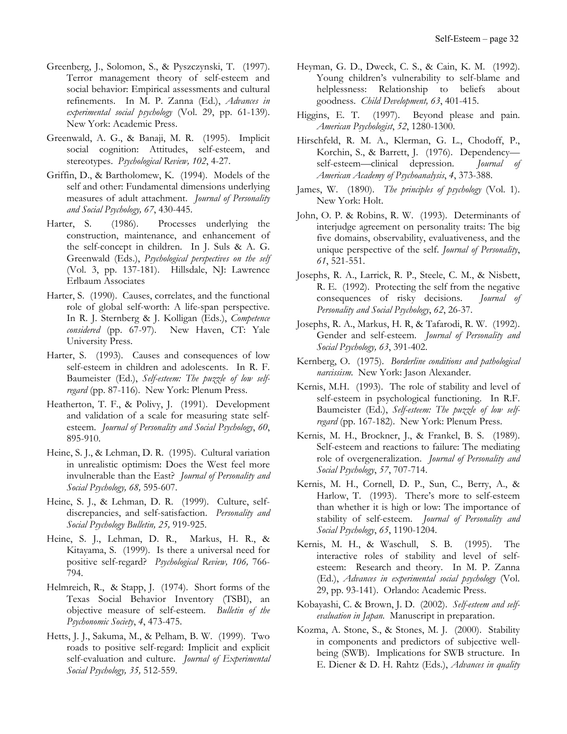Greenberg, J., Solomon, S., & Pyszczynski, T. (1997). Terror management theory of self-esteem and social behavior: Empirical assessments and cultural refinements. In M. P. Zanna (Ed.), *Advances in experimental social psychology* (Vol. 29, pp. 61-139). New York: Academic Press.

Greenwald, A. G., & Banaji, M. R. (1995). Implicit social cognition: Attitudes, self-esteem, and stereotypes. *Psychological Review, 102*, 4-27.

Griffin, D., & Bartholomew, K. (1994). Models of the self and other: Fundamental dimensions underlying measures of adult attachment. *Journal of Personality and Social Psychology, 67*, 430-445.

Harter, S. (1986). Processes underlying the construction, maintenance, and enhancement of the self-concept in children. In J. Suls & A. G. Greenwald (Eds.), *Psychological perspectives on the self* (Vol. 3, pp. 137-181). Hillsdale, NJ: Lawrence Erlbaum Associates

Harter, S. (1990). Causes, correlates, and the functional role of global self-worth: A life-span perspective. In R. J. Sternberg & J. Kolligan (Eds.), *Competence considered* (pp. 67-97). New Haven, CT: Yale University Press.

Harter, S. (1993). Causes and consequences of low self-esteem in children and adolescents. In R. F. Baumeister (Ed.), *Self-esteem: The puzzle of low self-regard* (pp. 87-116). New York: Plenum Press.

Heatherton, T. F., & Polivy, J. (1991). Development and validation of a scale for measuring state self-esteem. *Journal of Personality and Social Psychology*, *60*, 895-910.

Heine, S. J., & Lehman, D. R. (1995). Cultural variation in unrealistic optimism: Does the West feel more invulnerable than the East? *Journal of Personality and Social Psychology, 68,* 595-607.

Heine, S. J., & Lehman, D. R. (1999). Culture, self-discrepancies, and self-satisfaction. *Personality and Social Psychology Bulletin, 25,* 919-925.

Heine, S. J., Lehman, D. R., Markus, H. R., & Kitayama, S. (1999). Is there a universal need for positive self-regard? *Psychological Review, 106,* 766-794.

Helmreich, R., & Stapp, J. (1974). Short forms of the Texas Social Behavior Inventory (TSBI), an objective measure of self-esteem. *Bulletin of the Psychonomic Society*, *4*, 473-475.

Hetts, J. J., Sakuma, M., & Pelham, B. W. (1999). Two roads to positive self-regard: Implicit and explicit self-evaluation and culture. *Journal of Experimental Social Psychology, 35,* 512-559.

Heyman, G. D., Dweck, C. S., & Cain, K. M. (1992). Young children's vulnerability to self-blame and helplessness: Relationship to beliefs about goodness. *Child Development, 63*, 401-415.

Higgins, E. T. (1997). Beyond please and pain. *American Psychologist*, *52*, 1280-1300.

Hirschfeld, R. M. A., Klerman, G. L., Chodoff, P., Korchin, S., & Barrett, J. (1976). Dependency—self-esteem—clinical depression. *Journal of American Academy of Psychoanalysis*, *4*, 373-388.

James, W. (1890). *The principles of psychology* (Vol. 1). New York: Holt.

John, O. P. & Robins, R. W. (1993). Determinants of interjudge agreement on personality traits: The big five domains, observability, evaluativeness, and the unique perspective of the self. *Journal of Personality*, *61*, 521-551.

Josephs, R. A., Larrick, R. P., Steele, C. M., & Nisbett, R. E. (1992). Protecting the self from the negative consequences of risky decisions. *Journal of Personality and Social Psychology*, *62*, 26-37.

Josephs, R. A., Markus, H. R, & Tafarodi, R. W. (1992). Gender and self-esteem. *Journal of Personality and Social Psychology, 63*, 391-402.

Kernberg, O. (1975). *Borderline conditions and pathological narcissism.* New York: Jason Alexander.

Kernis, M.H. (1993). The role of stability and level of self-esteem in psychological functioning. In R.F. Baumeister (Ed.), *Self-esteem: The puzzle of low self-regard* (pp. 167-182). New York: Plenum Press.

Kernis, M. H., Brockner, J., & Frankel, B. S. (1989). Self-esteem and reactions to failure: The mediating role of overgeneralization. *Journal of Personality and Social Psychology*, *57*, 707-714.

Kernis, M. H., Cornell, D. P., Sun, C., Berry, A., & Harlow, T. (1993). There's more to self-esteem than whether it is high or low: The importance of stability of self-esteem. *Journal of Personality and Social Psychology*, *65*, 1190-1204.

Kernis, M. H., & Waschull, S. B. (1995). The interactive roles of stability and level of self-esteem: Research and theory. In M. P. Zanna (Ed.), *Advances in experimental social psychology* (Vol. 29, pp. 93-141). Orlando: Academic Press.

Kobayashi, C. & Brown, J. D. (2002). *Self-esteem and self-evaluation in Japan.* Manuscript in preparation.

Kozma, A. Stone, S., & Stones, M. J. (2000). Stability in components and predictors of subjective well-being (SWB). Implications for SWB structure. In E. Diener & D. H. Rahtz (Eds.), *Advances in quality*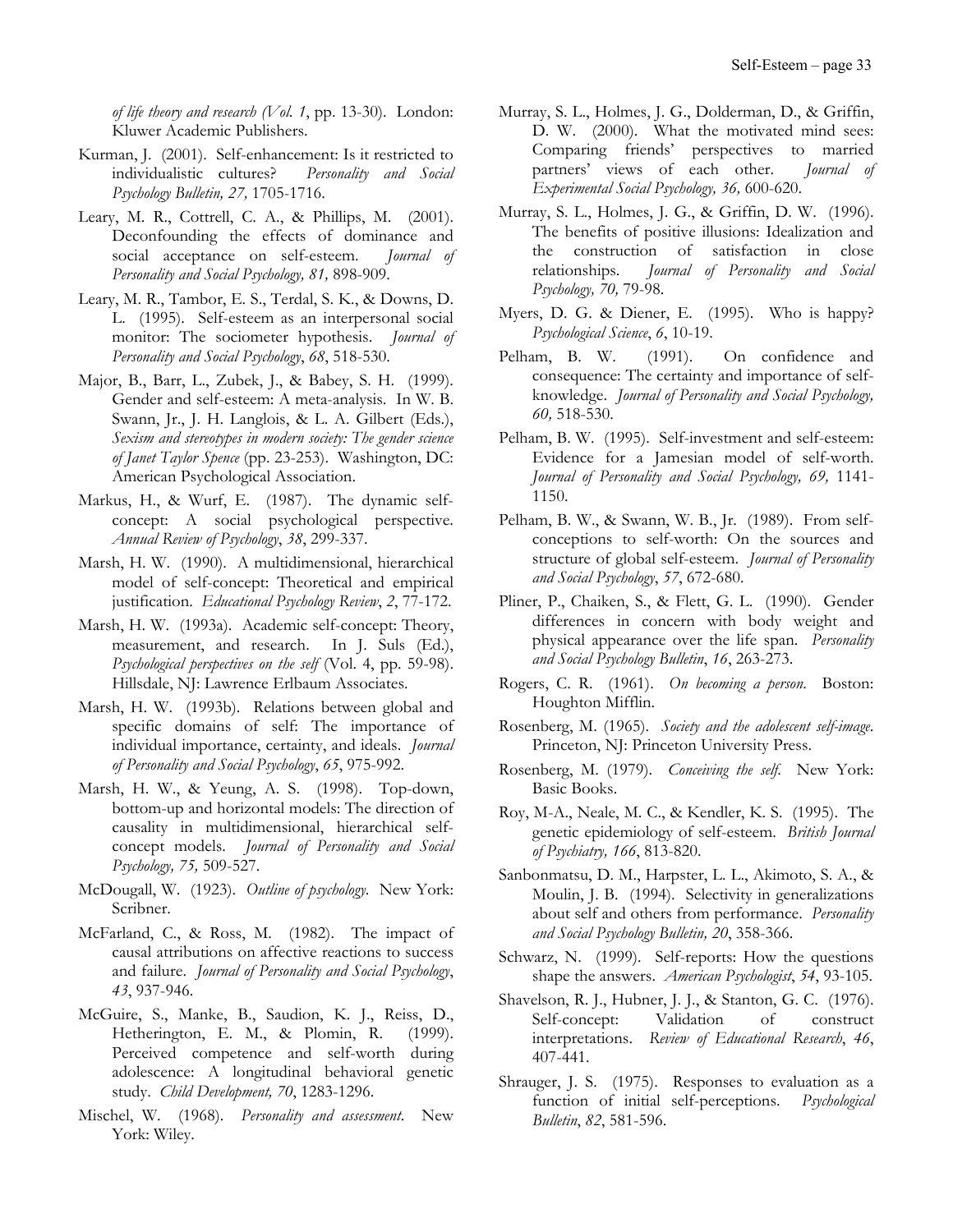*of life theory and research (Vol. 1*, pp. 13-30). London: Kluwer Academic Publishers.

Kurman, J. (2001). Self-enhancement: Is it restricted to individualistic cultures? *Personality and Social Psychology Bulletin, 27,* 1705-1716.

Leary, M. R., Cottrell, C. A., & Phillips, M. (2001). Deconfounding the effects of dominance and social acceptance on self-esteem. *Journal of Personality and Social Psychology, 81,* 898-909.

Leary, M. R., Tambor, E. S., Terdal, S. K., & Downs, D. L. (1995). Self-esteem as an interpersonal social monitor: The sociometer hypothesis. *Journal of Personality and Social Psychology*, *68*, 518-530.

Major, B., Barr, L., Zubek, J., & Babey, S. H. (1999). Gender and self-esteem: A meta-analysis. In W. B. Swann, Jr., J. H. Langlois, & L. A. Gilbert (Eds.), *Sexism and stereotypes in modern society: The gender science of Janet Taylor Spence* (pp. 23-253). Washington, DC: American Psychological Association.

Markus, H., & Wurf, E. (1987). The dynamic self-concept: A social psychological perspective. *Annual Review of Psychology*, *38*, 299-337.

Marsh, H. W. (1990). A multidimensional, hierarchical model of self-concept: Theoretical and empirical justification. *Educational Psychology Review*, *2*, 77-172.

Marsh, H. W. (1993a). Academic self-concept: Theory, measurement, and research. In J. Suls (Ed.), *Psychological perspectives on the self* (Vol. 4, pp. 59-98). Hillsdale, NJ: Lawrence Erlbaum Associates.

Marsh, H. W. (1993b). Relations between global and specific domains of self: The importance of individual importance, certainty, and ideals. *Journal of Personality and Social Psychology*, *65*, 975-992.

Marsh, H. W., & Yeung, A. S. (1998). Top-down, bottom-up and horizontal models: The direction of causality in multidimensional, hierarchical self-concept models. *Journal of Personality and Social Psychology, 75,* 509-527.

McDougall, W. (1923). *Outline of psychology.* New York: Scribner.

McFarland, C., & Ross, M. (1982). The impact of causal attributions on affective reactions to success and failure. *Journal of Personality and Social Psychology*, *43*, 937-946.

McGuire, S., Manke, B., Saudion, K. J., Reiss, D., Hetherington, E. M., & Plomin, R. (1999). Perceived competence and self-worth during adolescence: A longitudinal behavioral genetic study. *Child Development, 70*, 1283-1296.

Mischel, W. (1968). *Personality and assessment.* New York: Wiley.

Murray, S. L., Holmes, J. G., Dolderman, D., & Griffin, D. W. (2000). What the motivated mind sees: Comparing friends' perspectives to married partners' views of each other. *Journal of Experimental Social Psychology, 36,* 600-620.

Murray, S. L., Holmes, J. G., & Griffin, D. W. (1996). The benefits of positive illusions: Idealization and the construction of satisfaction in close relationships. *Journal of Personality and Social Psychology, 70,* 79-98.

Myers, D. G. & Diener, E. (1995). Who is happy? *Psychological Science*, *6*, 10-19.

Pelham, B. W. (1991). On confidence and consequence: The certainty and importance of self-knowledge. *Journal of Personality and Social Psychology, 60,* 518-530.

Pelham, B. W. (1995). Self-investment and self-esteem: Evidence for a Jamesian model of self-worth. *Journal of Personality and Social Psychology, 69,* 1141-1150.

Pelham, B. W., & Swann, W. B., Jr. (1989). From self-conceptions to self-worth: On the sources and structure of global self-esteem. *Journal of Personality and Social Psychology*, *57*, 672-680.

Pliner, P., Chaiken, S., & Flett, G. L. (1990). Gender differences in concern with body weight and physical appearance over the life span. *Personality and Social Psychology Bulletin*, *16*, 263-273.

Rogers, C. R. (1961). *On becoming a person.* Boston: Houghton Mifflin.

Rosenberg, M. (1965). *Society and the adolescent self-image.* Princeton, NJ: Princeton University Press.

Rosenberg, M. (1979). *Conceiving the self.* New York: Basic Books.

Roy, M-A., Neale, M. C., & Kendler, K. S. (1995). The genetic epidemiology of self-esteem. *British Journal of Psychiatry, 166*, 813-820.

Sanbonmatsu, D. M., Harpster, L. L., Akimoto, S. A., & Moulin, J. B. (1994). Selectivity in generalizations about self and others from performance. *Personality and Social Psychology Bulletin, 20*, 358-366.

Schwarz, N. (1999). Self-reports: How the questions shape the answers. *American Psychologist*, *54*, 93-105.

Shavelson, R. J., Hubner, J. J., & Stanton, G. C. (1976). Self-concept: Validation of construct interpretations. *Review of Educational Research*, *46*, 407-441.

Shrauger, J. S. (1975). Responses to evaluation as a function of initial self-perceptions. *Psychological Bulletin*, *82*, 581-596.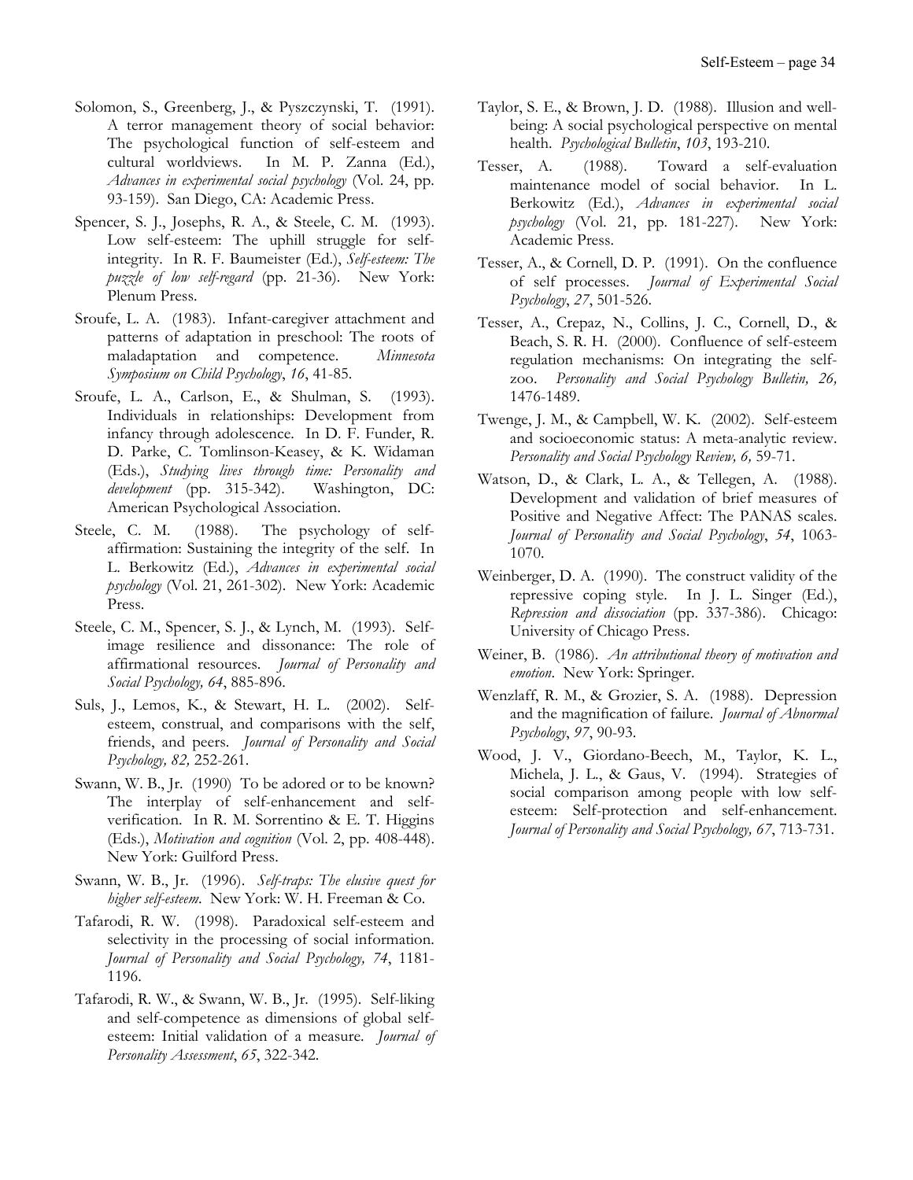Solomon, S., Greenberg, J., & Pyszczynski, T. (1991). A terror management theory of social behavior: The psychological function of self-esteem and cultural worldviews. In M. P. Zanna (Ed.), *Advances in experimental social psychology* (Vol. 24, pp. 93-159). San Diego, CA: Academic Press.

Spencer, S. J., Josephs, R. A., & Steele, C. M. (1993). Low self-esteem: The uphill struggle for self-integrity. In R. F. Baumeister (Ed.), *Self-esteem: The puzzle of low self-regard* (pp. 21-36). New York: Plenum Press.

Sroufe, L. A. (1983). Infant-caregiver attachment and patterns of adaptation in preschool: The roots of maladaptation and competence. *Minnesota Symposium on Child Psychology*, *16*, 41-85.

Sroufe, L. A., Carlson, E., & Shulman, S. (1993). Individuals in relationships: Development from infancy through adolescence. In D. F. Funder, R. D. Parke, C. Tomlinson-Keasey, & K. Widaman (Eds.), *Studying lives through time: Personality and development* (pp. 315-342). Washington, DC: American Psychological Association.

Steele, C. M. (1988). The psychology of self-affirmation: Sustaining the integrity of the self. In L. Berkowitz (Ed.), *Advances in experimental social psychology* (Vol. 21, 261-302). New York: Academic Press.

Steele, C. M., Spencer, S. J., & Lynch, M. (1993). Self-image resilience and dissonance: The role of affirmational resources. *Journal of Personality and Social Psychology, 64*, 885-896.

Suls, J., Lemos, K., & Stewart, H. L. (2002). Self-esteem, construal, and comparisons with the self, friends, and peers. *Journal of Personality and Social Psychology, 82,* 252-261.

Swann, W. B., Jr. (1990) To be adored or to be known? The interplay of self-enhancement and self-verification. In R. M. Sorrentino & E. T. Higgins (Eds.), *Motivation and cognition* (Vol. 2, pp. 408-448). New York: Guilford Press.

Swann, W. B., Jr. (1996). *Self-traps: The elusive quest for higher self-esteem*. New York: W. H. Freeman & Co.

Tafarodi, R. W. (1998). Paradoxical self-esteem and selectivity in the processing of social information. *Journal of Personality and Social Psychology, 74*, 1181-1196.

Tafarodi, R. W., & Swann, W. B., Jr. (1995). Self-liking and self-competence as dimensions of global self-esteem: Initial validation of a measure. *Journal of Personality Assessment*, *65*, 322-342.

Taylor, S. E., & Brown, J. D. (1988). Illusion and well-being: A social psychological perspective on mental health. *Psychological Bulletin*, *103*, 193-210.

Tesser, A. (1988). Toward a self-evaluation maintenance model of social behavior. In L. Berkowitz (Ed.), *Advances in experimental social psychology* (Vol. 21, pp. 181-227). New York: Academic Press.

Tesser, A., & Cornell, D. P. (1991). On the confluence of self processes. *Journal of Experimental Social Psychology*, *27*, 501-526.

Tesser, A., Crepaz, N., Collins, J. C., Cornell, D., & Beach, S. R. H. (2000). Confluence of self-esteem regulation mechanisms: On integrating the self-zoo. *Personality and Social Psychology Bulletin, 26,* 1476-1489.

Twenge, J. M., & Campbell, W. K. (2002). Self-esteem and socioeconomic status: A meta-analytic review. *Personality and Social Psychology Review, 6,* 59-71.

Watson, D., & Clark, L. A., & Tellegen, A. (1988). Development and validation of brief measures of Positive and Negative Affect: The PANAS scales. *Journal of Personality and Social Psychology*, *54*, 1063-1070.

Weinberger, D. A. (1990). The construct validity of the repressive coping style. In J. L. Singer (Ed.), *Repression and dissociation* (pp. 337-386). Chicago: University of Chicago Press.

Weiner, B. (1986). *An attributional theory of motivation and emotion*. New York: Springer.

Wenzlaff, R. M., & Grozier, S. A. (1988). Depression and the magnification of failure. *Journal of Abnormal Psychology*, *97*, 90-93.

Wood, J. V., Giordano-Beech, M., Taylor, K. L., Michela, J. L., & Gaus, V. (1994). Strategies of social comparison among people with low self-esteem: Self-protection and self-enhancement. *Journal of Personality and Social Psychology, 67*, 713-731.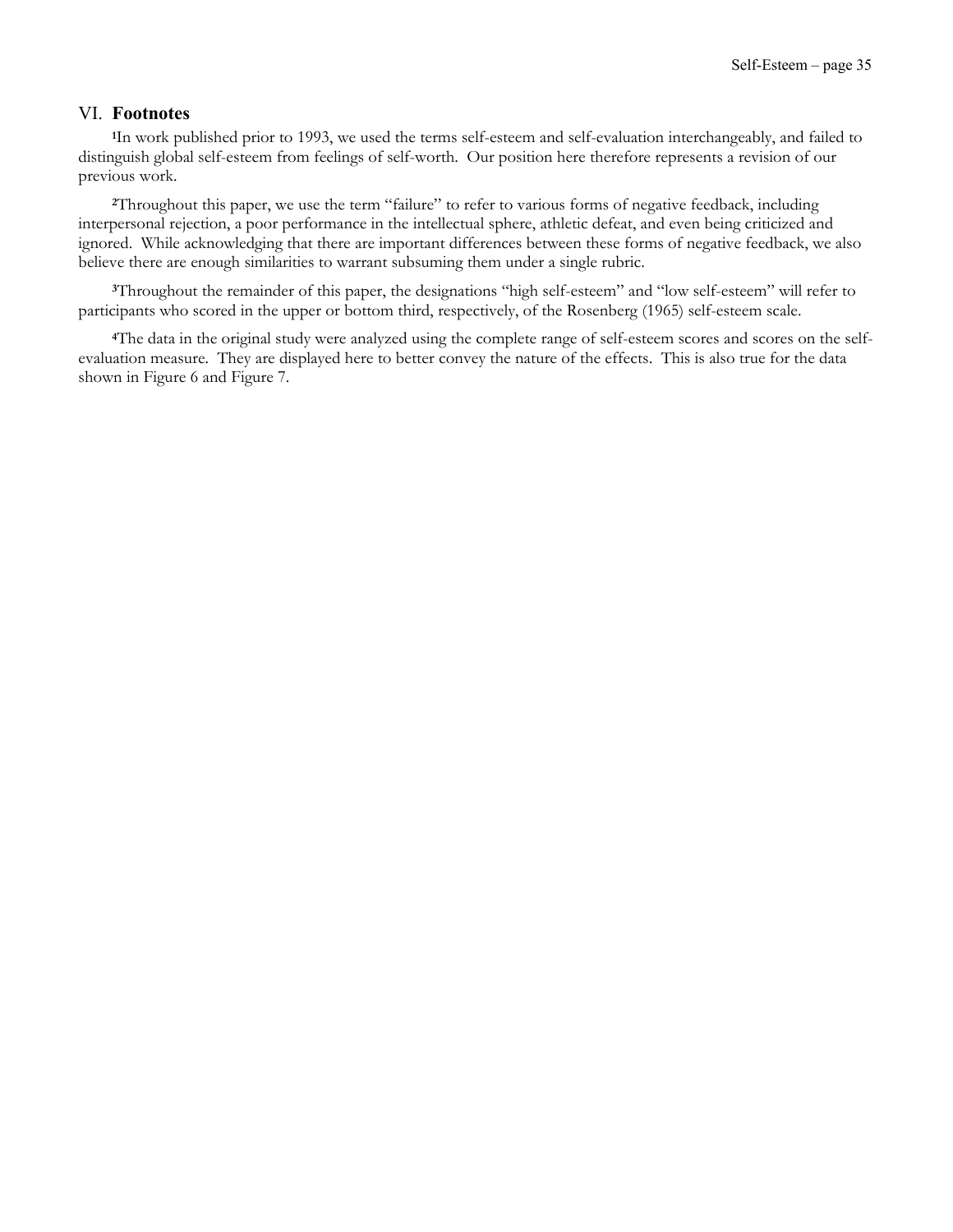## VI. Footnotes

[1]In work published prior to 1993, we used the terms self-esteem and self-evaluation interchangeably, and failed to distinguish global self-esteem from feelings of self-worth. Our position here therefore represents a revision of our previous work.

[2]Throughout this paper, we use the term "failure" to refer to various forms of negative feedback, including interpersonal rejection, a poor performance in the intellectual sphere, athletic defeat, and even being criticized and ignored. While acknowledging that there are important differences between these forms of negative feedback, we also believe there are enough similarities to warrant subsuming them under a single rubric.

[3]Throughout the remainder of this paper, the designations "high self-esteem" and "low self-esteem" will refer to participants who scored in the upper or bottom third, respectively, of the Rosenberg (1965) self-esteem scale.

[4]The data in the original study were analyzed using the complete range of self-esteem scores and scores on the self-evaluation measure. They are displayed here to better convey the nature of the effects. This is also true for the data shown in Figure 6 and Figure 7.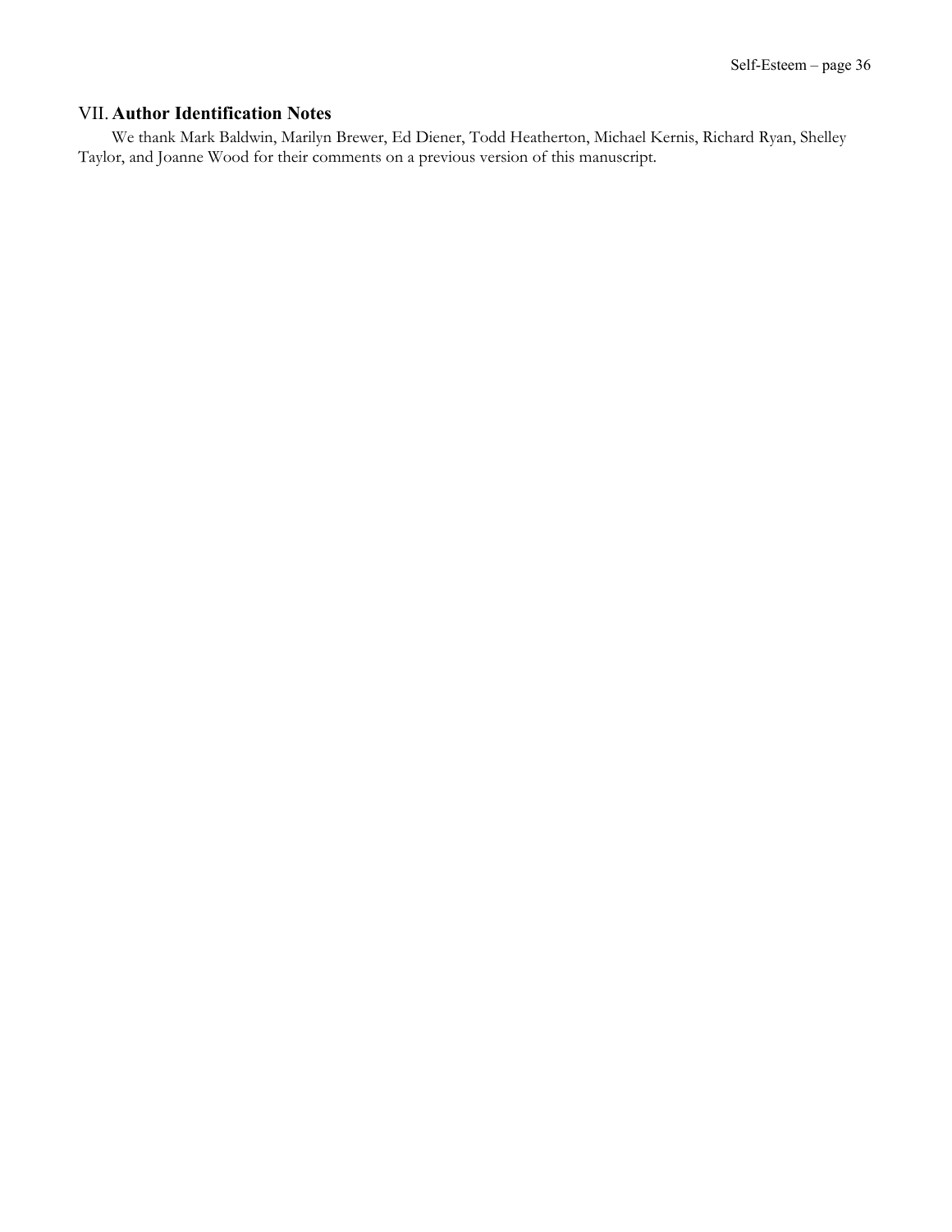## VII. **Author Identification Notes**

We thank Mark Baldwin, Marilyn Brewer, Ed Diener, Todd Heatherton, Michael Kernis, Richard Ryan, Shelley Taylor, and Joanne Wood for their comments on a previous version of this manuscript.